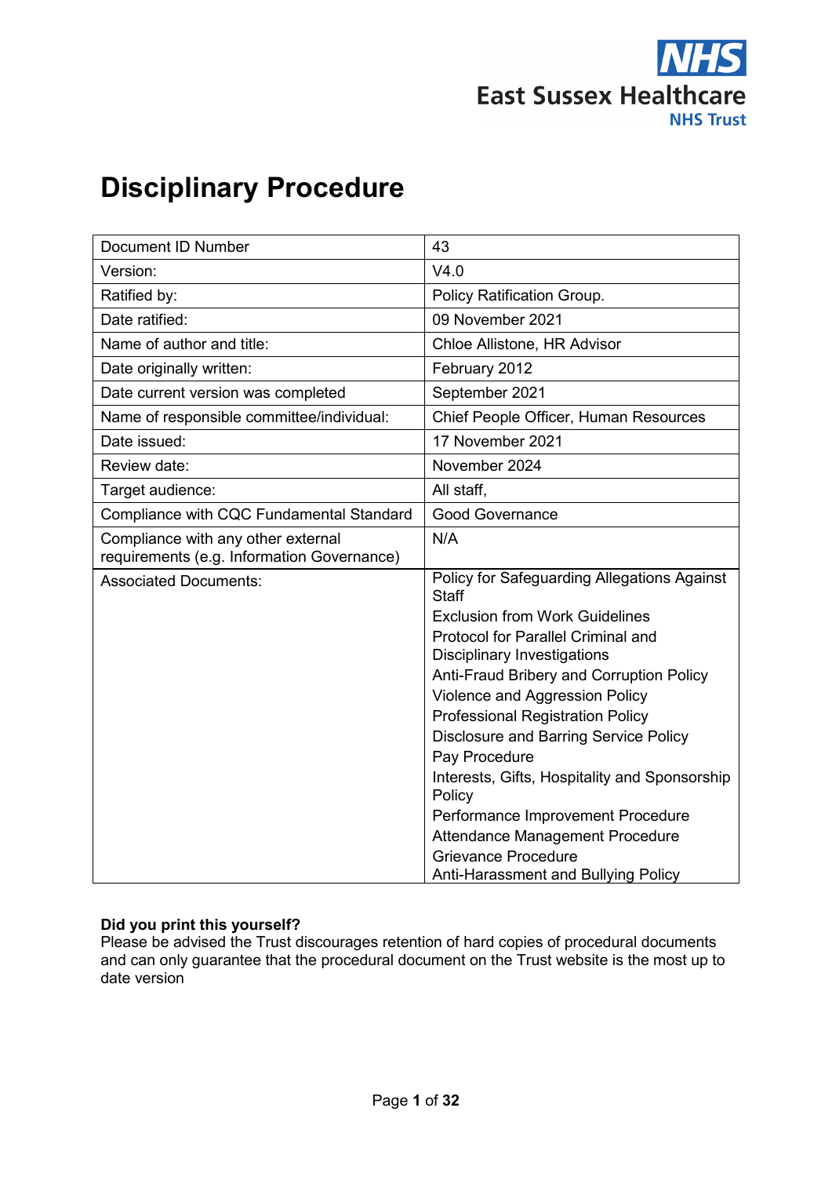NHS
East Sussex Healthcare
NHS Trust

# Disciplinary Procedure

| Document ID Number | 43 |
|---|---|
| Version: | V4.0 |
| Ratified by: | Policy Ratification Group. |
| Date ratified: | 09 November 2021 |
| Name of author and title: | Chloe Allistone, HR Advisor |
| Date originally written: | February 2012 |
| Date current version was completed | September 2021 |
| Name of responsible committee/individual: | Chief People Officer, Human Resources |
| Date issued: | 17 November 2021 |
| Review date: | November 2024 |
| Target audience: | All staff, |
| Compliance with CQC Fundamental Standard | Good Governance |
| Compliance with any other external requirements (e.g. Information Governance) | N/A |
| Associated Documents: | Policy for Safeguarding Allegations Against Staff<br>Exclusion from Work Guidelines<br>Protocol for Parallel Criminal and Disciplinary Investigations<br>Anti-Fraud Bribery and Corruption Policy<br>Violence and Aggression Policy<br>Professional Registration Policy<br>Disclosure and Barring Service Policy<br>Pay Procedure<br>Interests, Gifts, Hospitality and Sponsorship Policy<br>Performance Improvement Procedure<br>Attendance Management Procedure<br>Grievance Procedure<br>Anti-Harassment and Bullying Policy |

**Did you print this yourself?**
Please be advised the Trust discourages retention of hard copies of procedural documents and can only guarantee that the procedural document on the Trust website is the most up to date version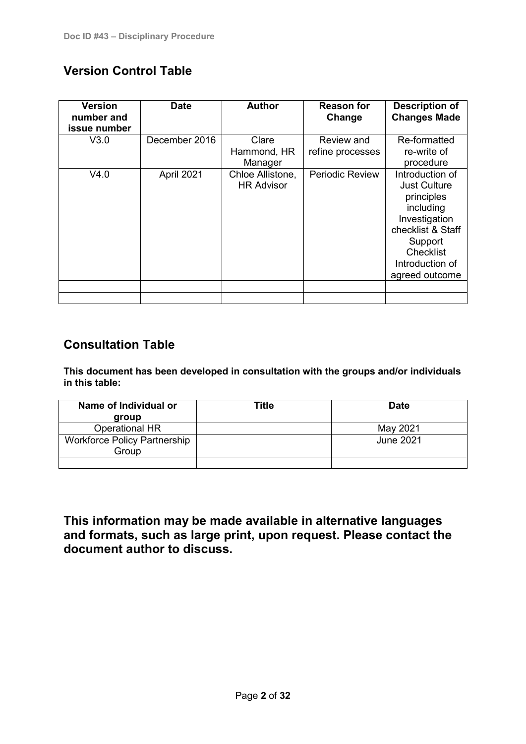## Version Control Table

| Version number and issue number | Date | Author | Reason for Change | Description of Changes Made |
|---|---|---|---|---|
| V3.0 | December 2016 | Clare Hammond, HR Manager | Review and refine processes | Re-formatted re-write of procedure |
| V4.0 | April 2021 | Chloe Allistone, HR Advisor | Periodic Review | Introduction of Just Culture principles including Investigation checklist & Staff Support Checklist Introduction of agreed outcome |
| | | | | |
| | | | | |

## Consultation Table

**This document has been developed in consultation with the groups and/or individuals in this table:**

| Name of Individual or group | Title | Date |
|---|---|---|
| Operational HR | | May 2021 |
| Workforce Policy Partnership Group | | June 2021 |
| | | |

## This information may be made available in alternative languages and formats, such as large print, upon request. Please contact the document author to discuss.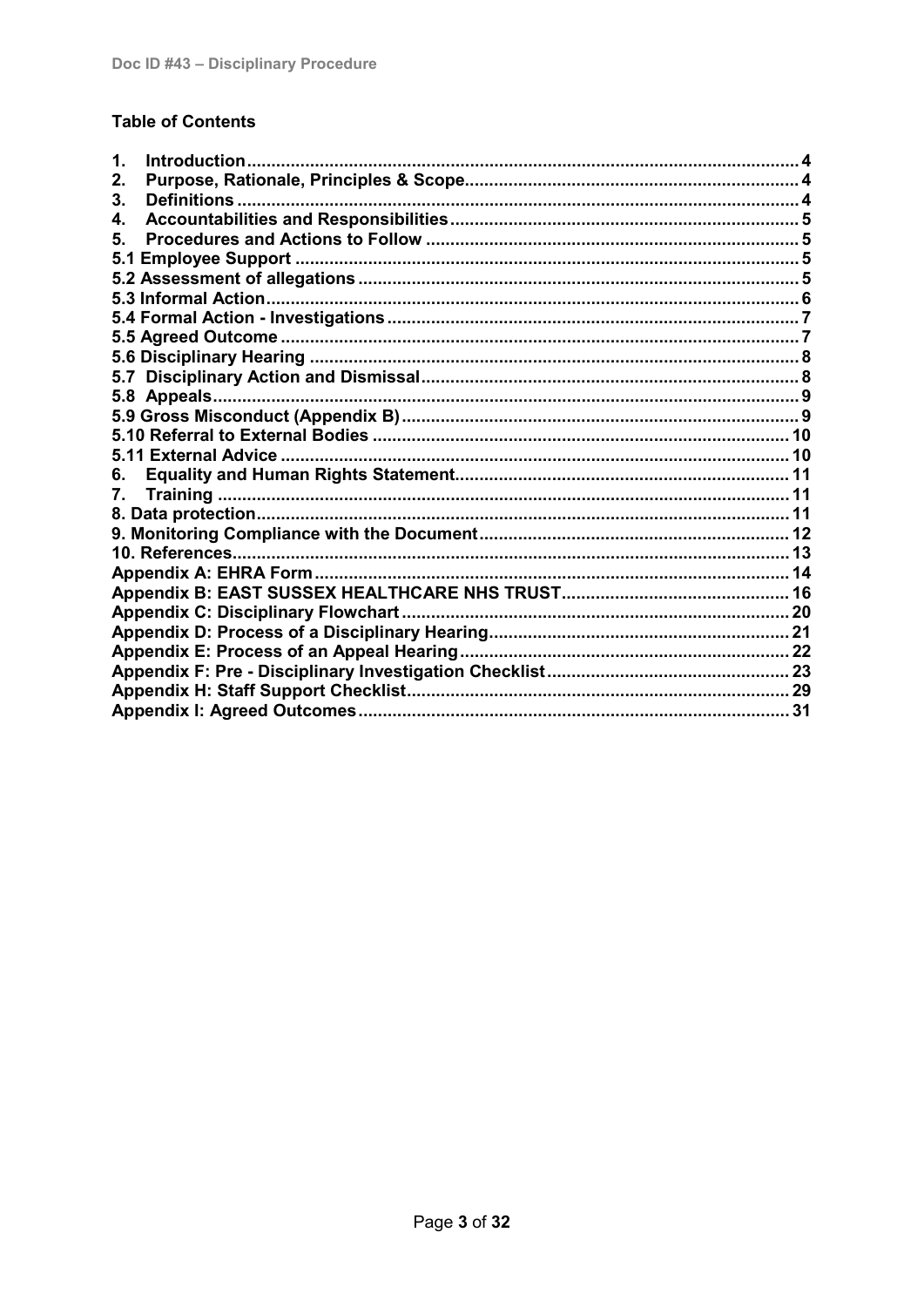## Table of Contents

1. Introduction ... 4
2. Purpose, Rationale, Principles & Scope ... 4
3. Definitions ... 4
4. Accountabilities and Responsibilities ... 5
5. Procedures and Actions to Follow ... 5

5.1 Employee Support ... 5
5.2 Assessment of allegations ... 5
5.3 Informal Action ... 6
5.4 Formal Action - Investigations ... 7
5.5 Agreed Outcome ... 7
5.6 Disciplinary Hearing ... 8
5.7 Disciplinary Action and Dismissal ... 8
5.8 Appeals ... 9
5.9 Gross Misconduct (Appendix B) ... 9
5.10 Referral to External Bodies ... 10
5.11 External Advice ... 10

6. Equality and Human Rights Statement ... 11
7. Training ... 11

8. Data protection ... 11
9. Monitoring Compliance with the Document ... 12
10. References ... 13
Appendix A: EHRA Form ... 14
Appendix B: EAST SUSSEX HEALTHCARE NHS TRUST ... 16
Appendix C: Disciplinary Flowchart ... 20
Appendix D: Process of a Disciplinary Hearing ... 21
Appendix E: Process of an Appeal Hearing ... 22
Appendix F: Pre - Disciplinary Investigation Checklist ... 23
Appendix H: Staff Support Checklist ... 29
Appendix I: Agreed Outcomes ... 31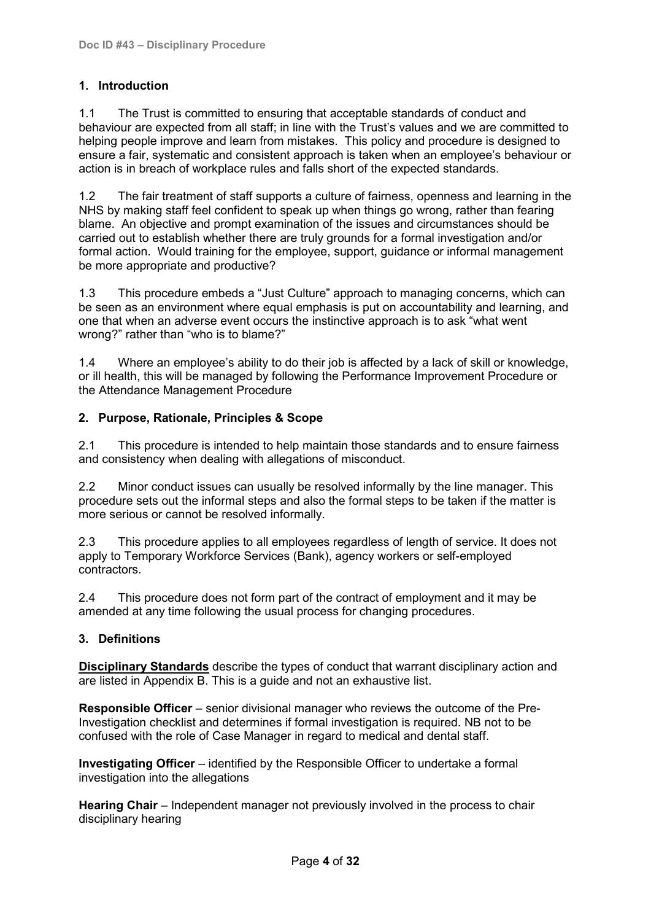## 1. Introduction

1.1 The Trust is committed to ensuring that acceptable standards of conduct and behaviour are expected from all staff; in line with the Trust's values and we are committed to helping people improve and learn from mistakes. This policy and procedure is designed to ensure a fair, systematic and consistent approach is taken when an employee's behaviour or action is in breach of workplace rules and falls short of the expected standards.

1.2 The fair treatment of staff supports a culture of fairness, openness and learning in the NHS by making staff feel confident to speak up when things go wrong, rather than fearing blame. An objective and prompt examination of the issues and circumstances should be carried out to establish whether there are truly grounds for a formal investigation and/or formal action. Would training for the employee, support, guidance or informal management be more appropriate and productive?

1.3 This procedure embeds a "Just Culture" approach to managing concerns, which can be seen as an environment where equal emphasis is put on accountability and learning, and one that when an adverse event occurs the instinctive approach is to ask "what went wrong?" rather than "who is to blame?"

1.4 Where an employee's ability to do their job is affected by a lack of skill or knowledge, or ill health, this will be managed by following the Performance Improvement Procedure or the Attendance Management Procedure

## 2. Purpose, Rationale, Principles & Scope

2.1 This procedure is intended to help maintain those standards and to ensure fairness and consistency when dealing with allegations of misconduct.

2.2 Minor conduct issues can usually be resolved informally by the line manager. This procedure sets out the informal steps and also the formal steps to be taken if the matter is more serious or cannot be resolved informally.

2.3 This procedure applies to all employees regardless of length of service. It does not apply to Temporary Workforce Services (Bank), agency workers or self-employed contractors.

2.4 This procedure does not form part of the contract of employment and it may be amended at any time following the usual process for changing procedures.

## 3. Definitions

**Disciplinary Standards** describe the types of conduct that warrant disciplinary action and are listed in Appendix B. This is a guide and not an exhaustive list.

**Responsible Officer** – senior divisional manager who reviews the outcome of the Pre-Investigation checklist and determines if formal investigation is required. NB not to be confused with the role of Case Manager in regard to medical and dental staff.

**Investigating Officer** – identified by the Responsible Officer to undertake a formal investigation into the allegations

**Hearing Chair** – Independent manager not previously involved in the process to chair disciplinary hearing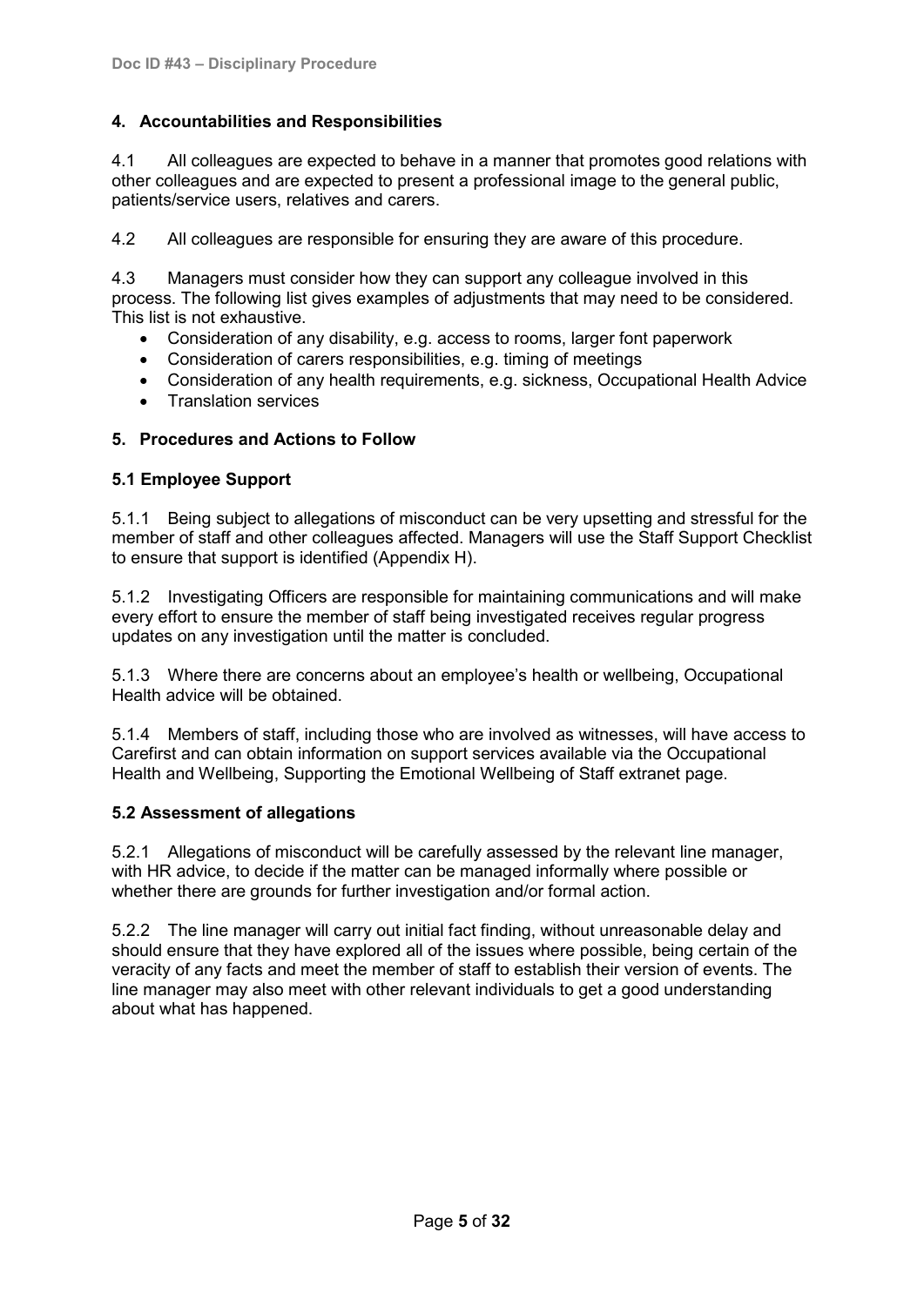## 4. Accountabilities and Responsibilities

4.1 All colleagues are expected to behave in a manner that promotes good relations with other colleagues and are expected to present a professional image to the general public, patients/service users, relatives and carers.

4.2 All colleagues are responsible for ensuring they are aware of this procedure.

4.3 Managers must consider how they can support any colleague involved in this process. The following list gives examples of adjustments that may need to be considered. This list is not exhaustive.

- Consideration of any disability, e.g. access to rooms, larger font paperwork
- Consideration of carers responsibilities, e.g. timing of meetings
- Consideration of any health requirements, e.g. sickness, Occupational Health Advice
- Translation services

## 5. Procedures and Actions to Follow

### 5.1 Employee Support

5.1.1 Being subject to allegations of misconduct can be very upsetting and stressful for the member of staff and other colleagues affected. Managers will use the Staff Support Checklist to ensure that support is identified (Appendix H).

5.1.2 Investigating Officers are responsible for maintaining communications and will make every effort to ensure the member of staff being investigated receives regular progress updates on any investigation until the matter is concluded.

5.1.3 Where there are concerns about an employee's health or wellbeing, Occupational Health advice will be obtained.

5.1.4 Members of staff, including those who are involved as witnesses, will have access to Carefirst and can obtain information on support services available via the Occupational Health and Wellbeing, Supporting the Emotional Wellbeing of Staff extranet page.

### 5.2 Assessment of allegations

5.2.1 Allegations of misconduct will be carefully assessed by the relevant line manager, with HR advice, to decide if the matter can be managed informally where possible or whether there are grounds for further investigation and/or formal action.

5.2.2 The line manager will carry out initial fact finding, without unreasonable delay and should ensure that they have explored all of the issues where possible, being certain of the veracity of any facts and meet the member of staff to establish their version of events. The line manager may also meet with other relevant individuals to get a good understanding about what has happened.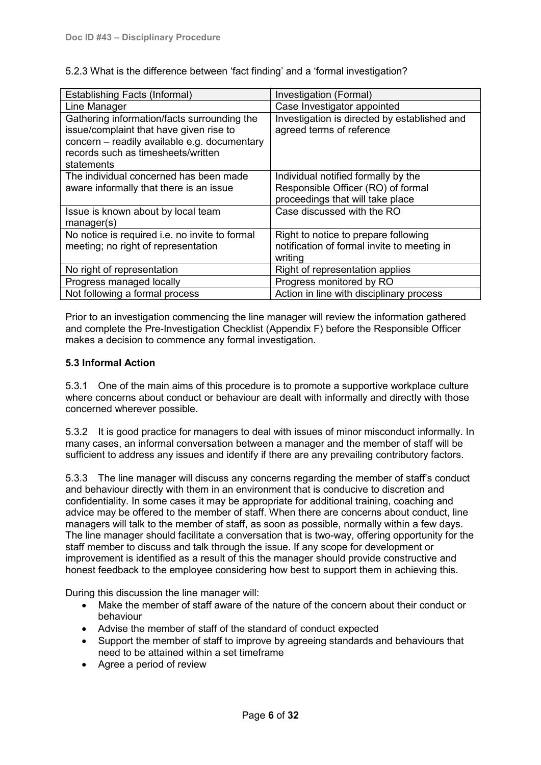5.2.3 What is the difference between 'fact finding' and a 'formal investigation?

| Establishing Facts (Informal) | Investigation (Formal) |
| --- | --- |
| Line Manager | Case Investigator appointed |
| Gathering information/facts surrounding the issue/complaint that have given rise to concern – readily available e.g. documentary records such as timesheets/written statements | Investigation is directed by established and agreed terms of reference |
| The individual concerned has been made aware informally that there is an issue | Individual notified formally by the Responsible Officer (RO) of formal proceedings that will take place |
| Issue is known about by local team manager(s) | Case discussed with the RO |
| No notice is required i.e. no invite to formal meeting; no right of representation | Right to notice to prepare following notification of formal invite to meeting in writing |
| No right of representation | Right of representation applies |
| Progress managed locally | Progress monitored by RO |
| Not following a formal process | Action in line with disciplinary process |

Prior to an investigation commencing the line manager will review the information gathered and complete the Pre-Investigation Checklist (Appendix F) before the Responsible Officer makes a decision to commence any formal investigation.

### 5.3 Informal Action

5.3.1 One of the main aims of this procedure is to promote a supportive workplace culture where concerns about conduct or behaviour are dealt with informally and directly with those concerned wherever possible.

5.3.2 It is good practice for managers to deal with issues of minor misconduct informally. In many cases, an informal conversation between a manager and the member of staff will be sufficient to address any issues and identify if there are any prevailing contributory factors.

5.3.3 The line manager will discuss any concerns regarding the member of staff's conduct and behaviour directly with them in an environment that is conducive to discretion and confidentiality. In some cases it may be appropriate for additional training, coaching and advice may be offered to the member of staff. When there are concerns about conduct, line managers will talk to the member of staff, as soon as possible, normally within a few days. The line manager should facilitate a conversation that is two-way, offering opportunity for the staff member to discuss and talk through the issue. If any scope for development or improvement is identified as a result of this the manager should provide constructive and honest feedback to the employee considering how best to support them in achieving this.

During this discussion the line manager will:

- Make the member of staff aware of the nature of the concern about their conduct or behaviour
- Advise the member of staff of the standard of conduct expected
- Support the member of staff to improve by agreeing standards and behaviours that need to be attained within a set timeframe
- Agree a period of review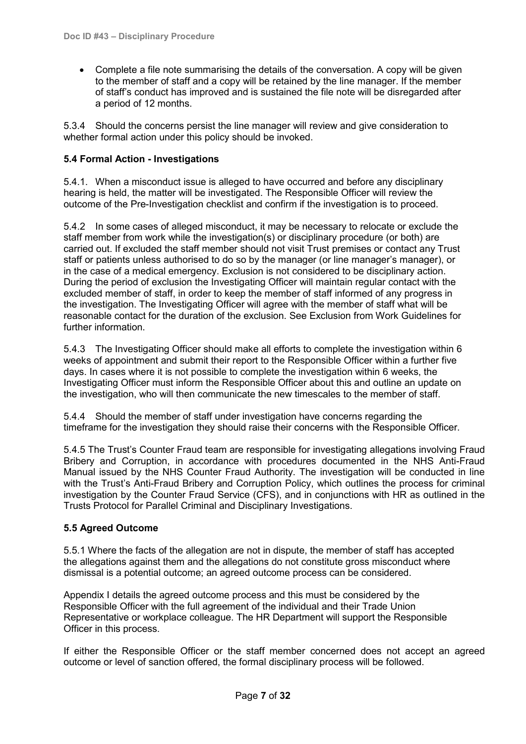- Complete a file note summarising the details of the conversation. A copy will be given to the member of staff and a copy will be retained by the line manager. If the member of staff's conduct has improved and is sustained the file note will be disregarded after a period of 12 months.

5.3.4 Should the concerns persist the line manager will review and give consideration to whether formal action under this policy should be invoked.

### 5.4 Formal Action - Investigations

5.4.1. When a misconduct issue is alleged to have occurred and before any disciplinary hearing is held, the matter will be investigated. The Responsible Officer will review the outcome of the Pre-Investigation checklist and confirm if the investigation is to proceed.

5.4.2 In some cases of alleged misconduct, it may be necessary to relocate or exclude the staff member from work while the investigation(s) or disciplinary procedure (or both) are carried out. If excluded the staff member should not visit Trust premises or contact any Trust staff or patients unless authorised to do so by the manager (or line manager's manager), or in the case of a medical emergency. Exclusion is not considered to be disciplinary action. During the period of exclusion the Investigating Officer will maintain regular contact with the excluded member of staff, in order to keep the member of staff informed of any progress in the investigation. The Investigating Officer will agree with the member of staff what will be reasonable contact for the duration of the exclusion. See Exclusion from Work Guidelines for further information.

5.4.3 The Investigating Officer should make all efforts to complete the investigation within 6 weeks of appointment and submit their report to the Responsible Officer within a further five days. In cases where it is not possible to complete the investigation within 6 weeks, the Investigating Officer must inform the Responsible Officer about this and outline an update on the investigation, who will then communicate the new timescales to the member of staff.

5.4.4 Should the member of staff under investigation have concerns regarding the timeframe for the investigation they should raise their concerns with the Responsible Officer.

5.4.5 The Trust's Counter Fraud team are responsible for investigating allegations involving Fraud Bribery and Corruption, in accordance with procedures documented in the NHS Anti-Fraud Manual issued by the NHS Counter Fraud Authority. The investigation will be conducted in line with the Trust's Anti-Fraud Bribery and Corruption Policy, which outlines the process for criminal investigation by the Counter Fraud Service (CFS), and in conjunctions with HR as outlined in the Trusts Protocol for Parallel Criminal and Disciplinary Investigations.

### 5.5 Agreed Outcome

5.5.1 Where the facts of the allegation are not in dispute, the member of staff has accepted the allegations against them and the allegations do not constitute gross misconduct where dismissal is a potential outcome; an agreed outcome process can be considered.

Appendix I details the agreed outcome process and this must be considered by the Responsible Officer with the full agreement of the individual and their Trade Union Representative or workplace colleague. The HR Department will support the Responsible Officer in this process.

If either the Responsible Officer or the staff member concerned does not accept an agreed outcome or level of sanction offered, the formal disciplinary process will be followed.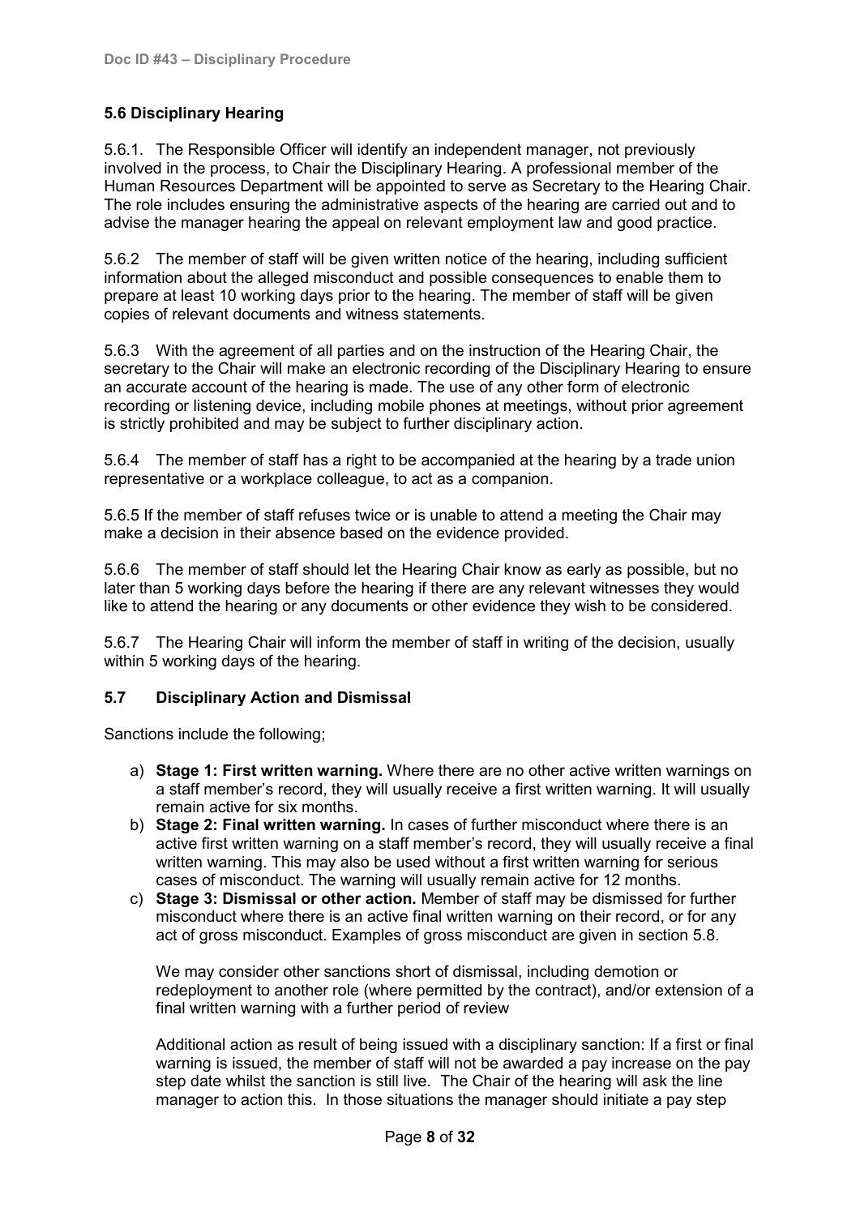### 5.6 Disciplinary Hearing

5.6.1. The Responsible Officer will identify an independent manager, not previously involved in the process, to Chair the Disciplinary Hearing. A professional member of the Human Resources Department will be appointed to serve as Secretary to the Hearing Chair. The role includes ensuring the administrative aspects of the hearing are carried out and to advise the manager hearing the appeal on relevant employment law and good practice.

5.6.2 The member of staff will be given written notice of the hearing, including sufficient information about the alleged misconduct and possible consequences to enable them to prepare at least 10 working days prior to the hearing. The member of staff will be given copies of relevant documents and witness statements.

5.6.3 With the agreement of all parties and on the instruction of the Hearing Chair, the secretary to the Chair will make an electronic recording of the Disciplinary Hearing to ensure an accurate account of the hearing is made. The use of any other form of electronic recording or listening device, including mobile phones at meetings, without prior agreement is strictly prohibited and may be subject to further disciplinary action.

5.6.4 The member of staff has a right to be accompanied at the hearing by a trade union representative or a workplace colleague, to act as a companion.

5.6.5 If the member of staff refuses twice or is unable to attend a meeting the Chair may make a decision in their absence based on the evidence provided.

5.6.6 The member of staff should let the Hearing Chair know as early as possible, but no later than 5 working days before the hearing if there are any relevant witnesses they would like to attend the hearing or any documents or other evidence they wish to be considered.

5.6.7 The Hearing Chair will inform the member of staff in writing of the decision, usually within 5 working days of the hearing.

### 5.7 Disciplinary Action and Dismissal

Sanctions include the following;

a) **Stage 1: First written warning.** Where there are no other active written warnings on a staff member's record, they will usually receive a first written warning. It will usually remain active for six months.
b) **Stage 2: Final written warning.** In cases of further misconduct where there is an active first written warning on a staff member's record, they will usually receive a final written warning. This may also be used without a first written warning for serious cases of misconduct. The warning will usually remain active for 12 months.
c) **Stage 3: Dismissal or other action.** Member of staff may be dismissed for further misconduct where there is an active final written warning on their record, or for any act of gross misconduct. Examples of gross misconduct are given in section 5.8.

   We may consider other sanctions short of dismissal, including demotion or redeployment to another role (where permitted by the contract), and/or extension of a final written warning with a further period of review

   Additional action as result of being issued with a disciplinary sanction: If a first or final warning is issued, the member of staff will not be awarded a pay increase on the pay step date whilst the sanction is still live. The Chair of the hearing will ask the line manager to action this. In those situations the manager should initiate a pay step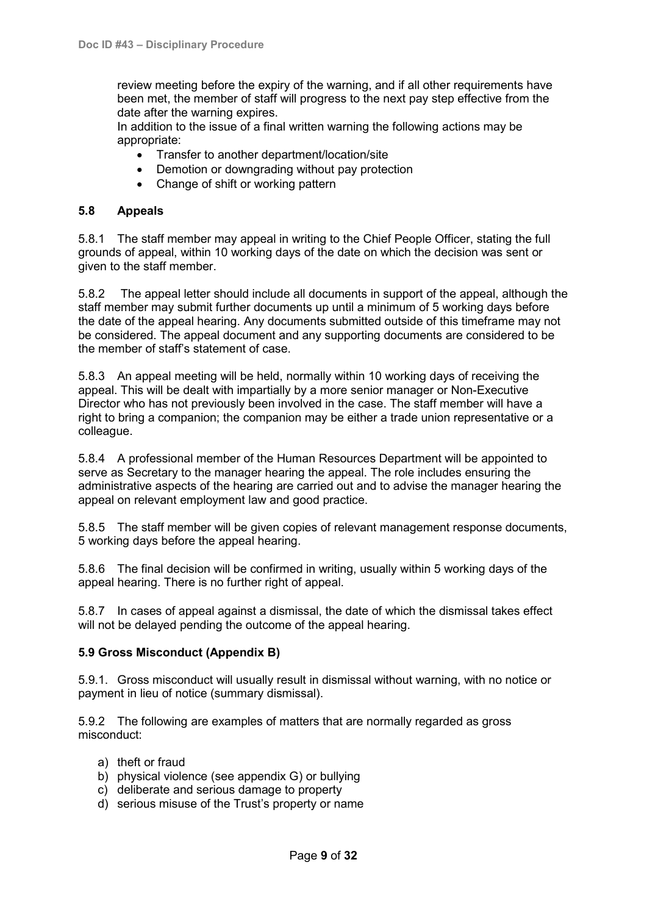review meeting before the expiry of the warning, and if all other requirements have been met, the member of staff will progress to the next pay step effective from the date after the warning expires.

In addition to the issue of a final written warning the following actions may be appropriate:

- Transfer to another department/location/site
- Demotion or downgrading without pay protection
- Change of shift or working pattern

### 5.8 Appeals

5.8.1 The staff member may appeal in writing to the Chief People Officer, stating the full grounds of appeal, within 10 working days of the date on which the decision was sent or given to the staff member.

5.8.2 The appeal letter should include all documents in support of the appeal, although the staff member may submit further documents up until a minimum of 5 working days before the date of the appeal hearing. Any documents submitted outside of this timeframe may not be considered. The appeal document and any supporting documents are considered to be the member of staff's statement of case.

5.8.3 An appeal meeting will be held, normally within 10 working days of receiving the appeal. This will be dealt with impartially by a more senior manager or Non-Executive Director who has not previously been involved in the case. The staff member will have a right to bring a companion; the companion may be either a trade union representative or a colleague.

5.8.4 A professional member of the Human Resources Department will be appointed to serve as Secretary to the manager hearing the appeal. The role includes ensuring the administrative aspects of the hearing are carried out and to advise the manager hearing the appeal on relevant employment law and good practice.

5.8.5 The staff member will be given copies of relevant management response documents, 5 working days before the appeal hearing.

5.8.6 The final decision will be confirmed in writing, usually within 5 working days of the appeal hearing. There is no further right of appeal.

5.8.7 In cases of appeal against a dismissal, the date of which the dismissal takes effect will not be delayed pending the outcome of the appeal hearing.

### 5.9 Gross Misconduct (Appendix B)

5.9.1. Gross misconduct will usually result in dismissal without warning, with no notice or payment in lieu of notice (summary dismissal).

5.9.2 The following are examples of matters that are normally regarded as gross misconduct:

a) theft or fraud
b) physical violence (see appendix G) or bullying
c) deliberate and serious damage to property
d) serious misuse of the Trust's property or name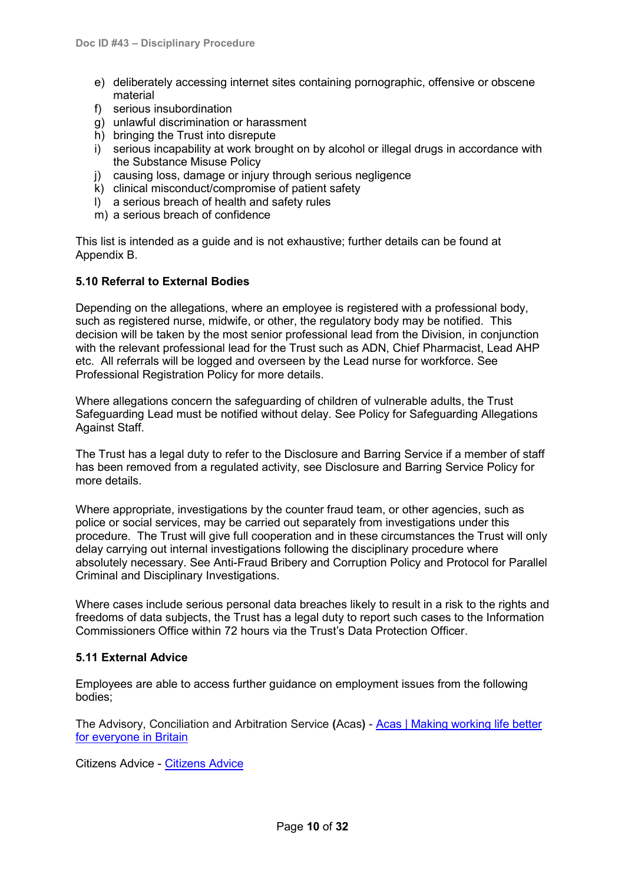e) deliberately accessing internet sites containing pornographic, offensive or obscene material
f) serious insubordination
g) unlawful discrimination or harassment
h) bringing the Trust into disrepute
i) serious incapability at work brought on by alcohol or illegal drugs in accordance with the Substance Misuse Policy
j) causing loss, damage or injury through serious negligence
k) clinical misconduct/compromise of patient safety
l) a serious breach of health and safety rules
m) a serious breach of confidence

This list is intended as a guide and is not exhaustive; further details can be found at Appendix B.

### 5.10 Referral to External Bodies

Depending on the allegations, where an employee is registered with a professional body, such as registered nurse, midwife, or other, the regulatory body may be notified. This decision will be taken by the most senior professional lead from the Division, in conjunction with the relevant professional lead for the Trust such as ADN, Chief Pharmacist, Lead AHP etc. All referrals will be logged and overseen by the Lead nurse for workforce. See Professional Registration Policy for more details.

Where allegations concern the safeguarding of children of vulnerable adults, the Trust Safeguarding Lead must be notified without delay. See Policy for Safeguarding Allegations Against Staff.

The Trust has a legal duty to refer to the Disclosure and Barring Service if a member of staff has been removed from a regulated activity, see Disclosure and Barring Service Policy for more details.

Where appropriate, investigations by the counter fraud team, or other agencies, such as police or social services, may be carried out separately from investigations under this procedure. The Trust will give full cooperation and in these circumstances the Trust will only delay carrying out internal investigations following the disciplinary procedure where absolutely necessary. See Anti-Fraud Bribery and Corruption Policy and Protocol for Parallel Criminal and Disciplinary Investigations.

Where cases include serious personal data breaches likely to result in a risk to the rights and freedoms of data subjects, the Trust has a legal duty to report such cases to the Information Commissioners Office within 72 hours via the Trust's Data Protection Officer.

### 5.11 External Advice

Employees are able to access further guidance on employment issues from the following bodies;

The Advisory, Conciliation and Arbitration Service **(**Acas**)** - [Acas | Making working life better for everyone in Britain]

Citizens Advice - [Citizens Advice]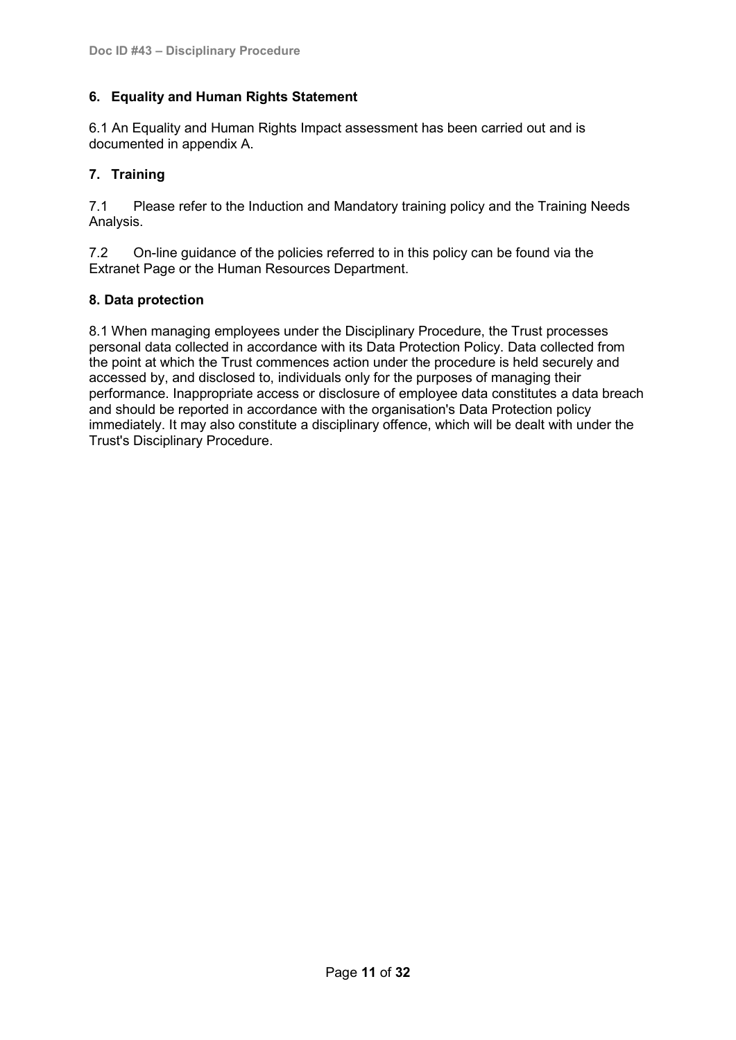## 6. Equality and Human Rights Statement

6.1 An Equality and Human Rights Impact assessment has been carried out and is documented in appendix A.

## 7. Training

7.1 Please refer to the Induction and Mandatory training policy and the Training Needs Analysis.

7.2 On-line guidance of the policies referred to in this policy can be found via the Extranet Page or the Human Resources Department.

## 8. Data protection

8.1 When managing employees under the Disciplinary Procedure, the Trust processes personal data collected in accordance with its Data Protection Policy. Data collected from the point at which the Trust commences action under the procedure is held securely and accessed by, and disclosed to, individuals only for the purposes of managing their performance. Inappropriate access or disclosure of employee data constitutes a data breach and should be reported in accordance with the organisation's Data Protection policy immediately. It may also constitute a disciplinary offence, which will be dealt with under the Trust's Disciplinary Procedure.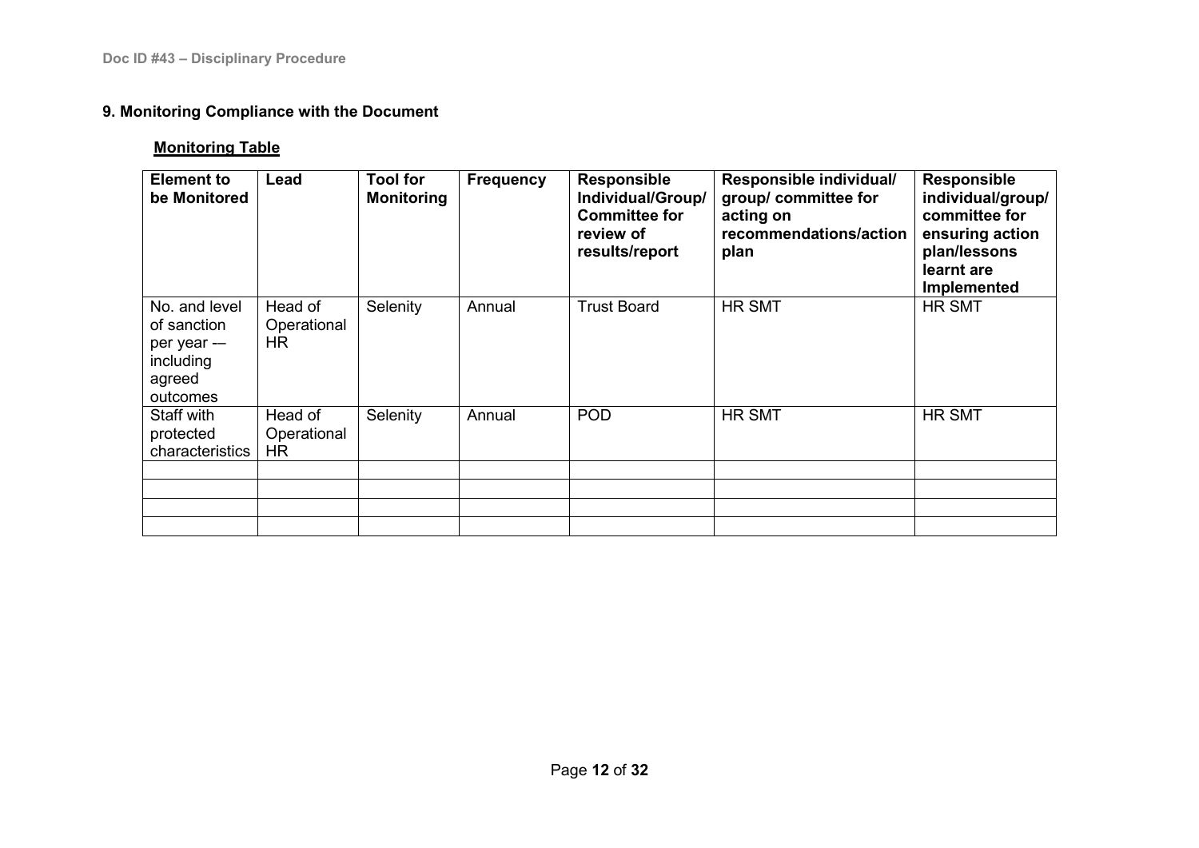## 9. Monitoring Compliance with the Document

**Monitoring Table**

| Element to be Monitored | Lead | Tool for Monitoring | Frequency | Responsible Individual/Group/ Committee for review of results/report | Responsible individual/ group/ committee for acting on recommendations/action plan | Responsible individual/group/ committee for ensuring action plan/lessons learnt are Implemented |
|---|---|---|---|---|---|---|
| No. and level of sanction per year -– including agreed outcomes | Head of Operational HR | Selenity | Annual | Trust Board | HR SMT | HR SMT |
| Staff with protected characteristics | Head of Operational HR | Selenity | Annual | POD | HR SMT | HR SMT |
| | | | | | | |
| | | | | | | |
| | | | | | | |
| | | | | | | |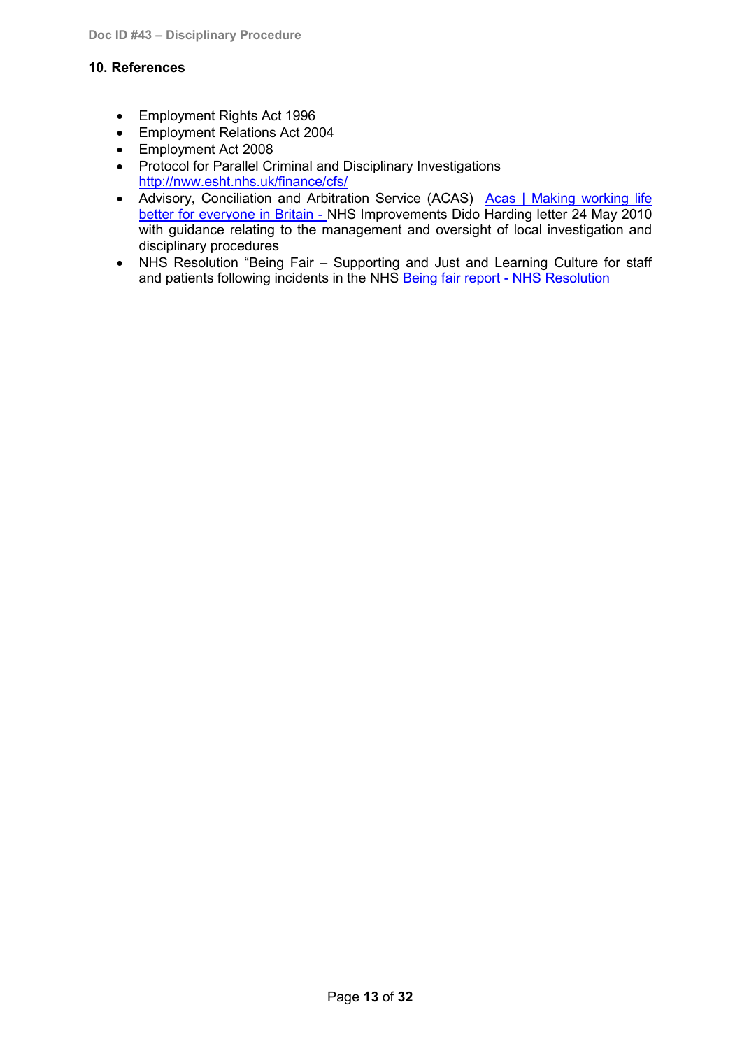## 10. References

- Employment Rights Act 1996
- Employment Relations Act 2004
- Employment Act 2008
- Protocol for Parallel Criminal and Disciplinary Investigations http://nww.esht.nhs.uk/finance/cfs/
- Advisory, Conciliation and Arbitration Service (ACAS) Acas | Making working life better for everyone in Britain - NHS Improvements Dido Harding letter 24 May 2010 with guidance relating to the management and oversight of local investigation and disciplinary procedures
- NHS Resolution "Being Fair – Supporting and Just and Learning Culture for staff and patients following incidents in the NHS Being fair report - NHS Resolution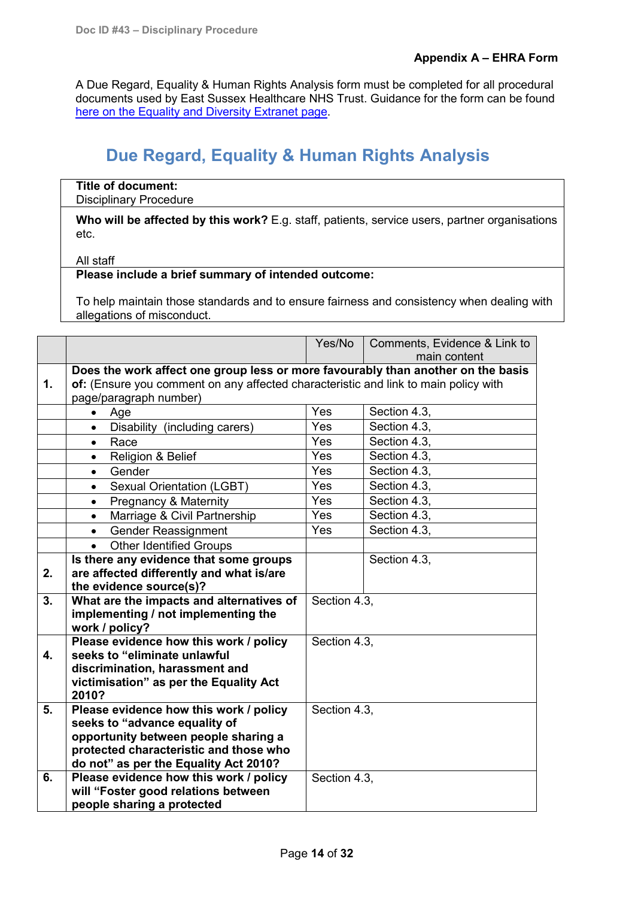## Appendix A – EHRA Form

A Due Regard, Equality & Human Rights Analysis form must be completed for all procedural documents used by East Sussex Healthcare NHS Trust. Guidance for the form can be found [here on the Equality and Diversity Extranet page](#).

# Due Regard, Equality & Human Rights Analysis

| **Title of document:**<br>Disciplinary Procedure |
|---|
| **Who will be affected by this work?** E.g. staff, patients, service users, partner organisations etc.<br><br>All staff |
| **Please include a brief summary of intended outcome:**<br><br>To help maintain those standards and to ensure fairness and consistency when dealing with allegations of misconduct. |

| | | Yes/No | Comments, Evidence & Link to main content |
|---|---|---|---|
| **1.** | **Does the work affect one group less or more favourably than another on the basis of:** (Ensure you comment on any affected characteristic and link to main policy with page/paragraph number) | | |
| | • Age | Yes | Section 4.3, |
| | • Disability (including carers) | Yes | Section 4.3, |
| | • Race | Yes | Section 4.3, |
| | • Religion & Belief | Yes | Section 4.3, |
| | • Gender | Yes | Section 4.3, |
| | • Sexual Orientation (LGBT) | Yes | Section 4.3, |
| | • Pregnancy & Maternity | Yes | Section 4.3, |
| | • Marriage & Civil Partnership | Yes | Section 4.3, |
| | • Gender Reassignment | Yes | Section 4.3, |
| | • Other Identified Groups | | |
| **2.** | **Is there any evidence that some groups are affected differently and what is/are the evidence source(s)?** | | Section 4.3, |
| **3.** | **What are the impacts and alternatives of implementing / not implementing the work / policy?** | Section 4.3, | |
| **4.** | **Please evidence how this work / policy seeks to "eliminate unlawful discrimination, harassment and victimisation" as per the Equality Act 2010?** | Section 4.3, | |
| **5.** | **Please evidence how this work / policy seeks to "advance equality of opportunity between people sharing a protected characteristic and those who do not" as per the Equality Act 2010?** | Section 4.3, | |
| **6.** | **Please evidence how this work / policy will "Foster good relations between people sharing a protected** | Section 4.3, | |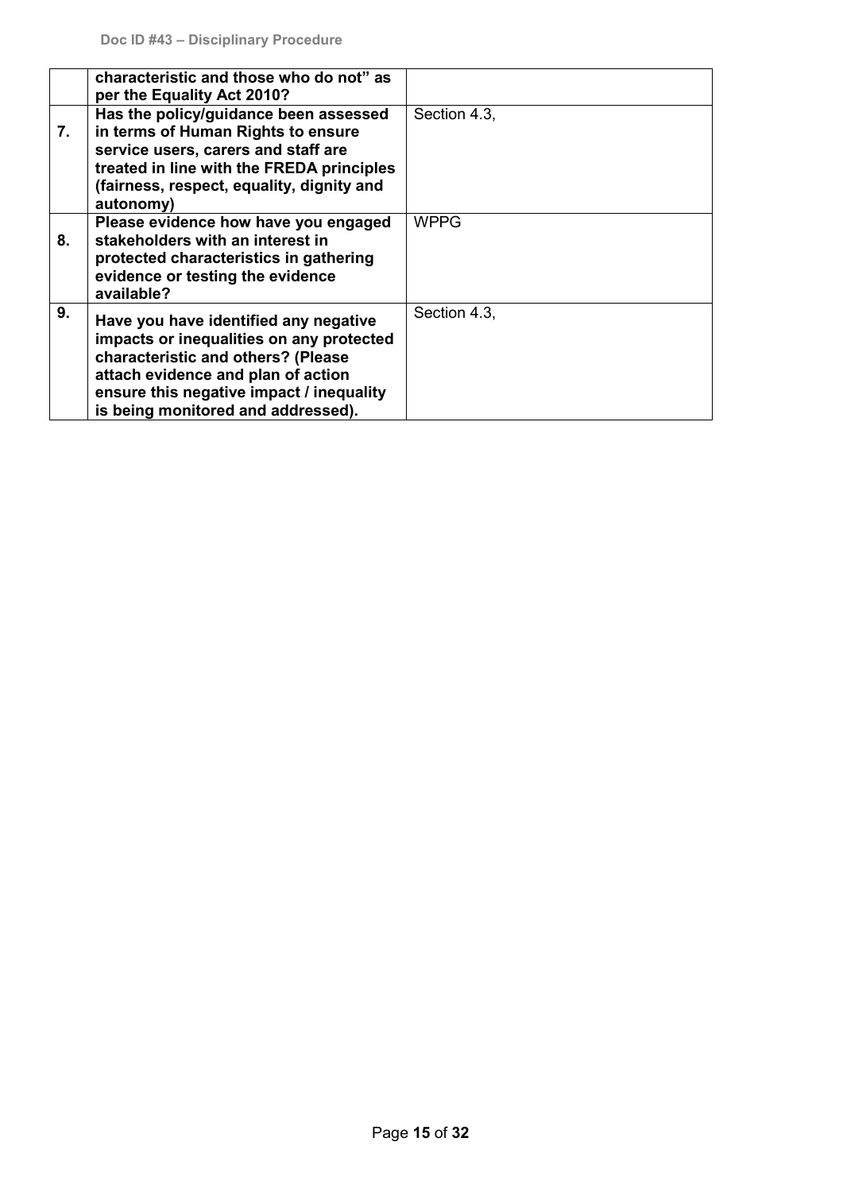|  |  |  |
|---|---|---|
|  | **characteristic and those who do not" as per the Equality Act 2010?** |  |
| **7.** | **Has the policy/guidance been assessed in terms of Human Rights to ensure service users, carers and staff are treated in line with the FREDA principles (fairness, respect, equality, dignity and autonomy)** | Section 4.3, |
| **8.** | **Please evidence how have you engaged stakeholders with an interest in protected characteristics in gathering evidence or testing the evidence available?** | WPPG |
| **9.** | **Have you have identified any negative impacts or inequalities on any protected characteristic and others? (Please attach evidence and plan of action ensure this negative impact / inequality is being monitored and addressed).** | Section 4.3, |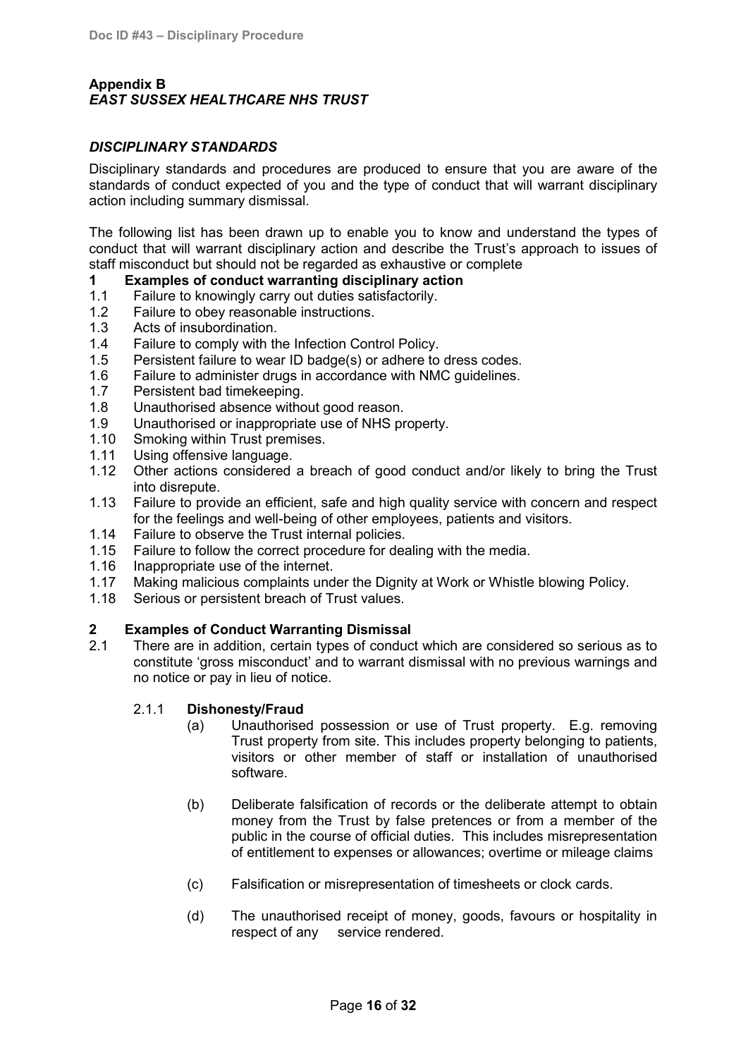## Appendix B
***EAST SUSSEX HEALTHCARE NHS TRUST***

### *DISCIPLINARY STANDARDS*

Disciplinary standards and procedures are produced to ensure that you are aware of the standards of conduct expected of you and the type of conduct that will warrant disciplinary action including summary dismissal.

The following list has been drawn up to enable you to know and understand the types of conduct that will warrant disciplinary action and describe the Trust's approach to issues of staff misconduct but should not be regarded as exhaustive or complete

**1 Examples of conduct warranting disciplinary action**

1.1 Failure to knowingly carry out duties satisfactorily.
1.2 Failure to obey reasonable instructions.
1.3 Acts of insubordination.
1.4 Failure to comply with the Infection Control Policy.
1.5 Persistent failure to wear ID badge(s) or adhere to dress codes.
1.6 Failure to administer drugs in accordance with NMC guidelines.
1.7 Persistent bad timekeeping.
1.8 Unauthorised absence without good reason.
1.9 Unauthorised or inappropriate use of NHS property.
1.10 Smoking within Trust premises.
1.11 Using offensive language.
1.12 Other actions considered a breach of good conduct and/or likely to bring the Trust into disrepute.
1.13 Failure to provide an efficient, safe and high quality service with concern and respect for the feelings and well-being of other employees, patients and visitors.
1.14 Failure to observe the Trust internal policies.
1.15 Failure to follow the correct procedure for dealing with the media.
1.16 Inappropriate use of the internet.
1.17 Making malicious complaints under the Dignity at Work or Whistle blowing Policy.
1.18 Serious or persistent breach of Trust values.

**2 Examples of Conduct Warranting Dismissal**

2.1 There are in addition, certain types of conduct which are considered so serious as to constitute 'gross misconduct' and to warrant dismissal with no previous warnings and no notice or pay in lieu of notice.

2.1.1 **Dishonesty/Fraud**

(a) Unauthorised possession or use of Trust property. E.g. removing Trust property from site. This includes property belonging to patients, visitors or other member of staff or installation of unauthorised software.

(b) Deliberate falsification of records or the deliberate attempt to obtain money from the Trust by false pretences or from a member of the public in the course of official duties. This includes misrepresentation of entitlement to expenses or allowances; overtime or mileage claims

(c) Falsification or misrepresentation of timesheets or clock cards.

(d) The unauthorised receipt of money, goods, favours or hospitality in respect of any service rendered.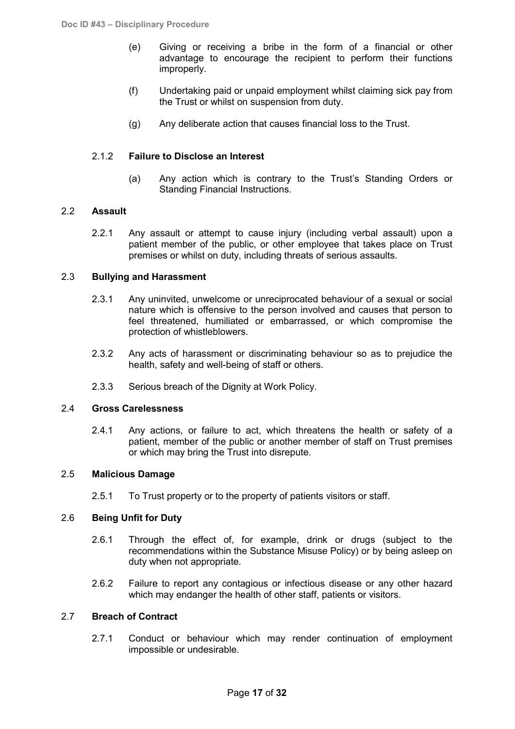(e) Giving or receiving a bribe in the form of a financial or other advantage to encourage the recipient to perform their functions improperly.

(f) Undertaking paid or unpaid employment whilst claiming sick pay from the Trust or whilst on suspension from duty.

(g) Any deliberate action that causes financial loss to the Trust.

#### 2.1.2 **Failure to Disclose an Interest**

(a) Any action which is contrary to the Trust's Standing Orders or Standing Financial Instructions.

### 2.2 **Assault**

2.2.1 Any assault or attempt to cause injury (including verbal assault) upon a patient member of the public, or other employee that takes place on Trust premises or whilst on duty, including threats of serious assaults.

### 2.3 **Bullying and Harassment**

2.3.1 Any uninvited, unwelcome or unreciprocated behaviour of a sexual or social nature which is offensive to the person involved and causes that person to feel threatened, humiliated or embarrassed, or which compromise the protection of whistleblowers.

2.3.2 Any acts of harassment or discriminating behaviour so as to prejudice the health, safety and well-being of staff or others.

2.3.3 Serious breach of the Dignity at Work Policy.

### 2.4 **Gross Carelessness**

2.4.1 Any actions, or failure to act, which threatens the health or safety of a patient, member of the public or another member of staff on Trust premises or which may bring the Trust into disrepute.

### 2.5 **Malicious Damage**

2.5.1 To Trust property or to the property of patients visitors or staff.

### 2.6 **Being Unfit for Duty**

2.6.1 Through the effect of, for example, drink or drugs (subject to the recommendations within the Substance Misuse Policy) or by being asleep on duty when not appropriate.

2.6.2 Failure to report any contagious or infectious disease or any other hazard which may endanger the health of other staff, patients or visitors.

### 2.7 **Breach of Contract**

2.7.1 Conduct or behaviour which may render continuation of employment impossible or undesirable.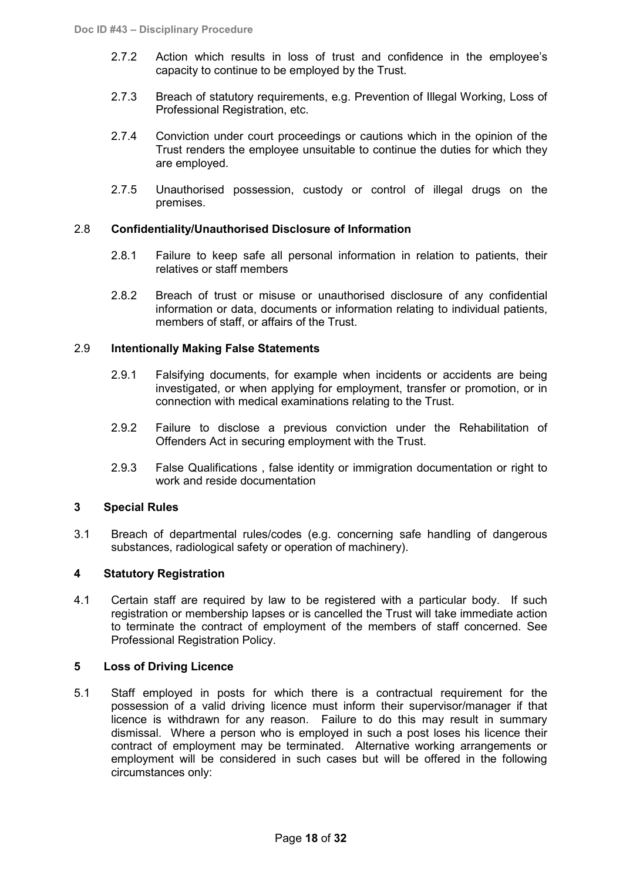2.7.2 Action which results in loss of trust and confidence in the employee's capacity to continue to be employed by the Trust.

2.7.3 Breach of statutory requirements, e.g. Prevention of Illegal Working, Loss of Professional Registration, etc.

2.7.4 Conviction under court proceedings or cautions which in the opinion of the Trust renders the employee unsuitable to continue the duties for which they are employed.

2.7.5 Unauthorised possession, custody or control of illegal drugs on the premises.

### 2.8 Confidentiality/Unauthorised Disclosure of Information

2.8.1 Failure to keep safe all personal information in relation to patients, their relatives or staff members

2.8.2 Breach of trust or misuse or unauthorised disclosure of any confidential information or data, documents or information relating to individual patients, members of staff, or affairs of the Trust.

### 2.9 Intentionally Making False Statements

2.9.1 Falsifying documents, for example when incidents or accidents are being investigated, or when applying for employment, transfer or promotion, or in connection with medical examinations relating to the Trust.

2.9.2 Failure to disclose a previous conviction under the Rehabilitation of Offenders Act in securing employment with the Trust.

2.9.3 False Qualifications , false identity or immigration documentation or right to work and reside documentation

## 3 Special Rules

3.1 Breach of departmental rules/codes (e.g. concerning safe handling of dangerous substances, radiological safety or operation of machinery).

## 4 Statutory Registration

4.1 Certain staff are required by law to be registered with a particular body. If such registration or membership lapses or is cancelled the Trust will take immediate action to terminate the contract of employment of the members of staff concerned. See Professional Registration Policy.

## 5 Loss of Driving Licence

5.1 Staff employed in posts for which there is a contractual requirement for the possession of a valid driving licence must inform their supervisor/manager if that licence is withdrawn for any reason. Failure to do this may result in summary dismissal. Where a person who is employed in such a post loses his licence their contract of employment may be terminated. Alternative working arrangements or employment will be considered in such cases but will be offered in the following circumstances only: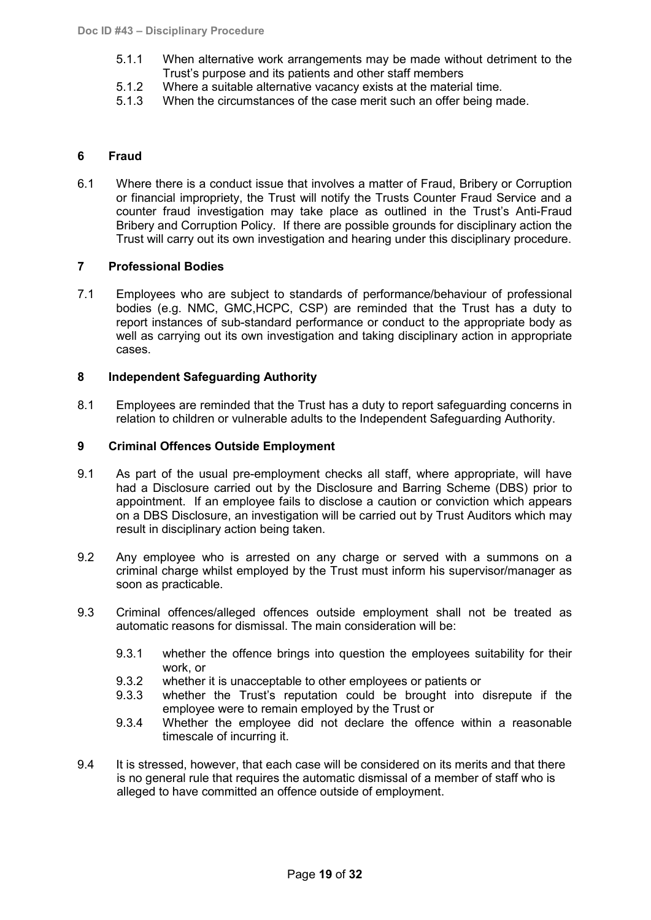5.1.1 When alternative work arrangements may be made without detriment to the Trust's purpose and its patients and other staff members
5.1.2 Where a suitable alternative vacancy exists at the material time.
5.1.3 When the circumstances of the case merit such an offer being made.

## 6 Fraud

6.1 Where there is a conduct issue that involves a matter of Fraud, Bribery or Corruption or financial impropriety, the Trust will notify the Trusts Counter Fraud Service and a counter fraud investigation may take place as outlined in the Trust's Anti-Fraud Bribery and Corruption Policy. If there are possible grounds for disciplinary action the Trust will carry out its own investigation and hearing under this disciplinary procedure.

## 7 Professional Bodies

7.1 Employees who are subject to standards of performance/behaviour of professional bodies (e.g. NMC, GMC,HCPC, CSP) are reminded that the Trust has a duty to report instances of sub-standard performance or conduct to the appropriate body as well as carrying out its own investigation and taking disciplinary action in appropriate cases.

## 8 Independent Safeguarding Authority

8.1 Employees are reminded that the Trust has a duty to report safeguarding concerns in relation to children or vulnerable adults to the Independent Safeguarding Authority.

## 9 Criminal Offences Outside Employment

9.1 As part of the usual pre-employment checks all staff, where appropriate, will have had a Disclosure carried out by the Disclosure and Barring Scheme (DBS) prior to appointment. If an employee fails to disclose a caution or conviction which appears on a DBS Disclosure, an investigation will be carried out by Trust Auditors which may result in disciplinary action being taken.

9.2 Any employee who is arrested on any charge or served with a summons on a criminal charge whilst employed by the Trust must inform his supervisor/manager as soon as practicable.

9.3 Criminal offences/alleged offences outside employment shall not be treated as automatic reasons for dismissal. The main consideration will be:

9.3.1 whether the offence brings into question the employees suitability for their work, or
9.3.2 whether it is unacceptable to other employees or patients or
9.3.3 whether the Trust's reputation could be brought into disrepute if the employee were to remain employed by the Trust or
9.3.4 Whether the employee did not declare the offence within a reasonable timescale of incurring it.

9.4 It is stressed, however, that each case will be considered on its merits and that there is no general rule that requires the automatic dismissal of a member of staff who is alleged to have committed an offence outside of employment.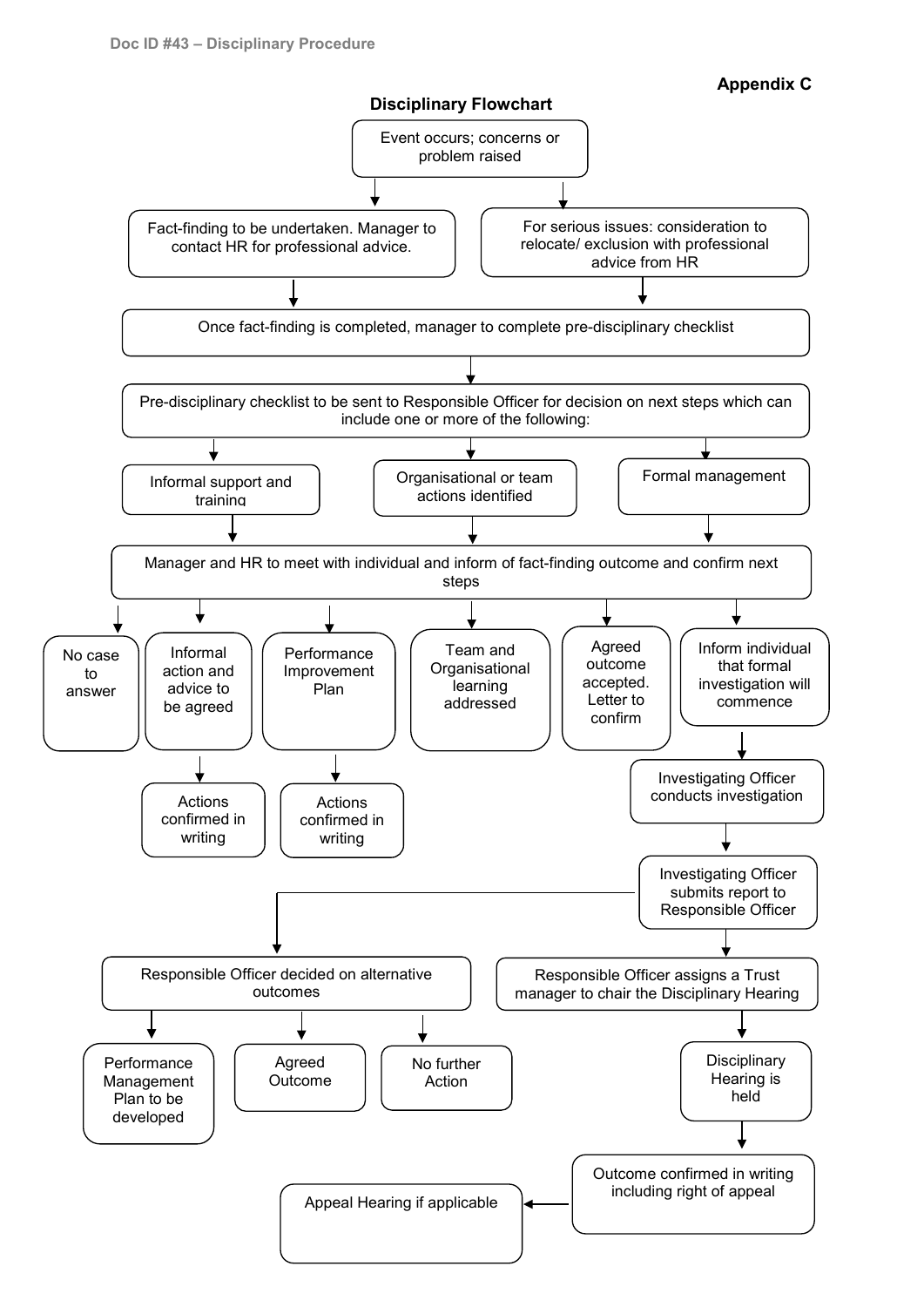**Appendix C**

## Disciplinary Flowchart

Event occurs; concerns or problem raised

Fact-finding to be undertaken. Manager to contact HR for professional advice.

For serious issues: consideration to relocate/ exclusion with professional advice from HR

Once fact-finding is completed, manager to complete pre-disciplinary checklist

Pre-disciplinary checklist to be sent to Responsible Officer for decision on next steps which can include one or more of the following:

- Informal support and training
- Organisational or team actions identified
- Formal management

Manager and HR to meet with individual and inform of fact-finding outcome and confirm next steps

- No case to answer
- Informal action and advice to be agreed
  - Actions confirmed in writing
- Performance Improvement Plan
  - Actions confirmed in writing
- Team and Organisational learning addressed
- Agreed outcome accepted. Letter to confirm
- Inform individual that formal investigation will commence
  - Investigating Officer conducts investigation
  - Investigating Officer submits report to Responsible Officer
    - Responsible Officer decided on alternative outcomes
      - Performance Management Plan to be developed
      - Agreed Outcome
      - No further Action
    - Responsible Officer assigns a Trust manager to chair the Disciplinary Hearing
      - Disciplinary Hearing is held
      - Outcome confirmed in writing including right of appeal
      - Appeal Hearing if applicable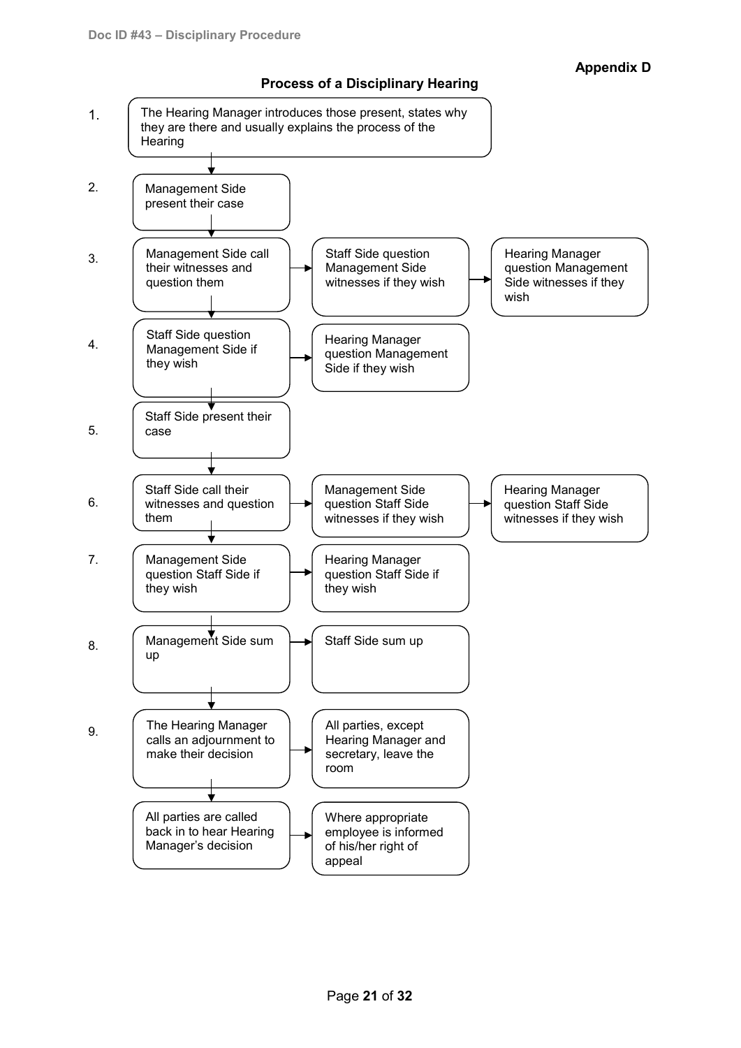**Appendix D**

## Process of a Disciplinary Hearing

1. The Hearing Manager introduces those present, states why they are there and usually explains the process of the Hearing
2. Management Side present their case
3. Management Side call their witnesses and question them → Staff Side question Management Side witnesses if they wish → Hearing Manager question Management Side witnesses if they wish
4. Staff Side question Management Side if they wish → Hearing Manager question Management Side if they wish
5. Staff Side present their case
6. Staff Side call their witnesses and question them → Management Side question Staff Side witnesses if they wish → Hearing Manager question Staff Side witnesses if they wish
7. Management Side question Staff Side if they wish → Hearing Manager question Staff Side if they wish
8. Management Side sum up → Staff Side sum up
9. The Hearing Manager calls an adjournment to make their decision → All parties, except Hearing Manager and secretary, leave the room

All parties are called back in to hear Hearing Manager's decision → Where appropriate employee is informed of his/her right of appeal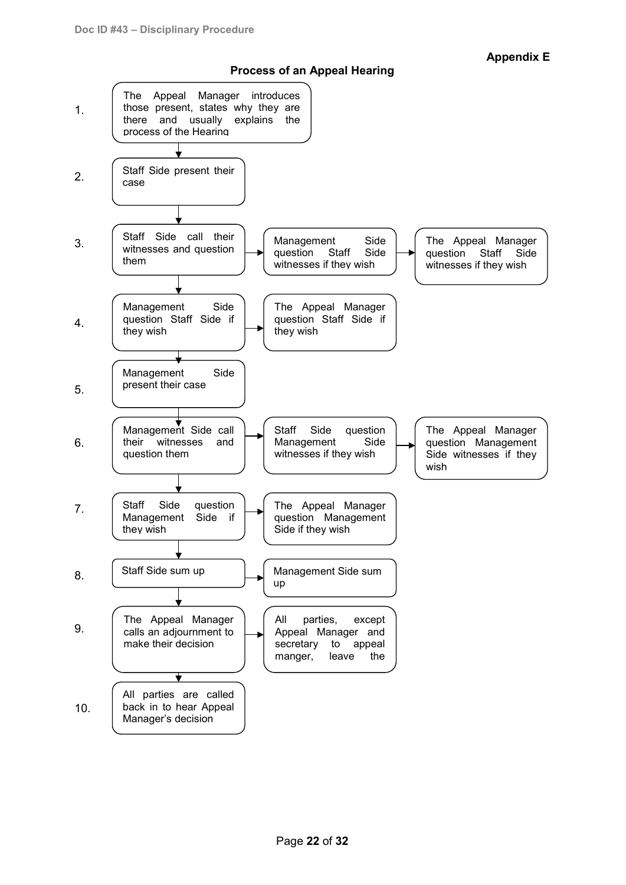**Appendix E**

## Process of an Appeal Hearing

1. The Appeal Manager introduces those present, states why they are there and usually explains the process of the Hearing
2. Staff Side present their case
3. Staff Side call their witnesses and question them → Management Side question Staff Side witnesses if they wish → The Appeal Manager question Staff Side witnesses if they wish
4. Management Side question Staff Side if they wish → The Appeal Manager question Staff Side if they wish
5. Management Side present their case
6. Management Side call their witnesses and question them → Staff Side question Management Side witnesses if they wish → The Appeal Manager question Management Side witnesses if they wish
7. Staff Side question Management Side if they wish → The Appeal Manager question Management Side if they wish
8. Staff Side sum up → Management Side sum up
9. The Appeal Manager calls an adjournment to make their decision → All parties, except Appeal Manager and secretary to appeal manger, leave the
10. All parties are called back in to hear Appeal Manager's decision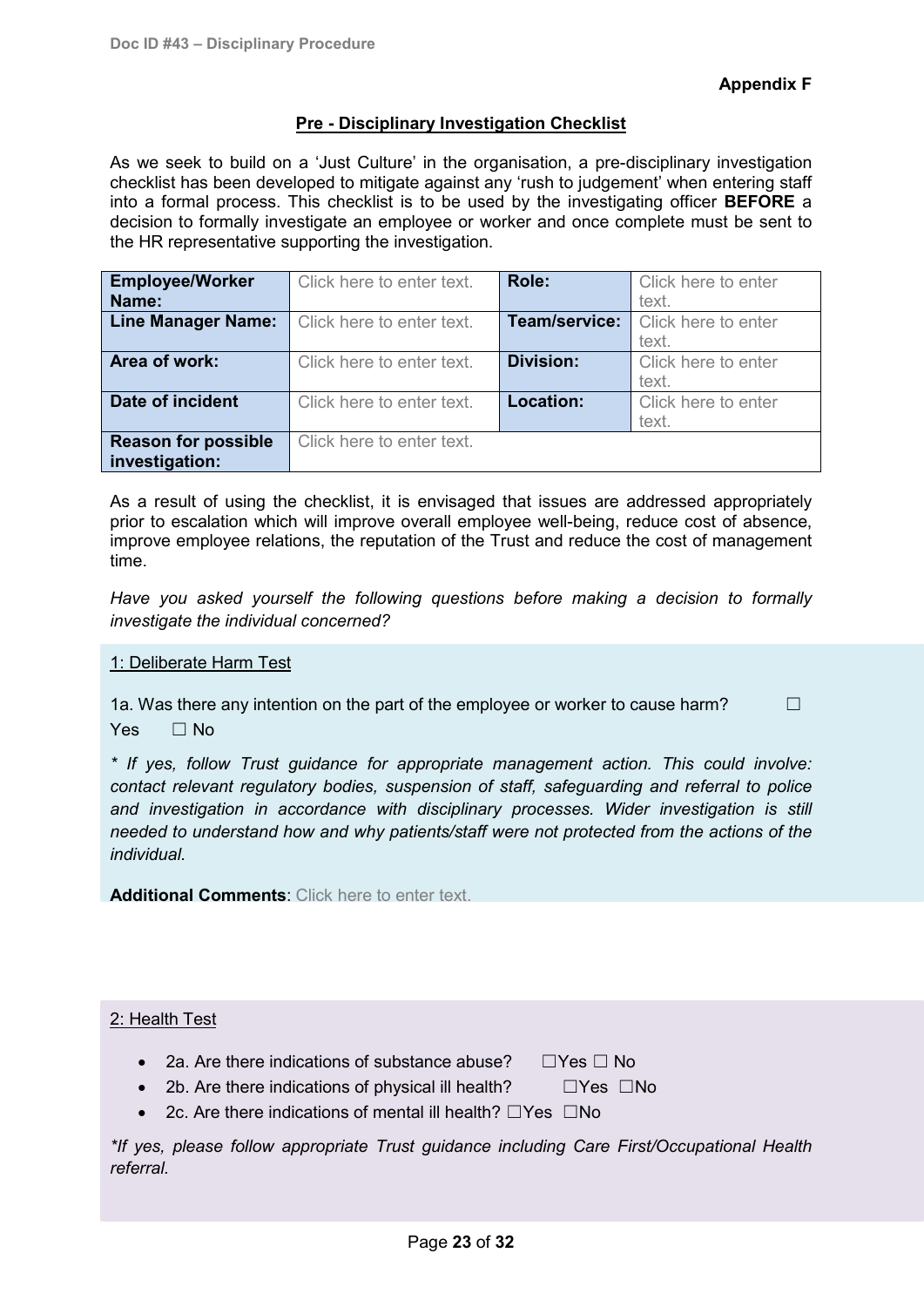**Appendix F**

## Pre - Disciplinary Investigation Checklist

As we seek to build on a 'Just Culture' in the organisation, a pre-disciplinary investigation checklist has been developed to mitigate against any 'rush to judgement' when entering staff into a formal process. This checklist is to be used by the investigating officer **BEFORE** a decision to formally investigate an employee or worker and once complete must be sent to the HR representative supporting the investigation.

| **Employee/Worker Name:** | Click here to enter text. | **Role:** | Click here to enter text. |
|---|---|---|---|
| **Line Manager Name:** | Click here to enter text. | **Team/service:** | Click here to enter text. |
| **Area of work:** | Click here to enter text. | **Division:** | Click here to enter text. |
| **Date of incident** | Click here to enter text. | **Location:** | Click here to enter text. |
| **Reason for possible investigation:** | Click here to enter text. | | |

As a result of using the checklist, it is envisaged that issues are addressed appropriately prior to escalation which will improve overall employee well-being, reduce cost of absence, improve employee relations, the reputation of the Trust and reduce the cost of management time.

*Have you asked yourself the following questions before making a decision to formally investigate the individual concerned?*

1: Deliberate Harm Test

1a. Was there any intention on the part of the employee or worker to cause harm? ☐ Yes ☐ No

*\* If yes, follow Trust guidance for appropriate management action. This could involve: contact relevant regulatory bodies, suspension of staff, safeguarding and referral to police and investigation in accordance with disciplinary processes. Wider investigation is still needed to understand how and why patients/staff were not protected from the actions of the individual.*

**Additional Comments**: Click here to enter text.

2: Health Test

- 2a. Are there indications of substance abuse? ☐Yes ☐ No
- 2b. Are there indications of physical ill health? ☐Yes ☐No
- 2c. Are there indications of mental ill health? ☐Yes ☐No

*\*If yes, please follow appropriate Trust guidance including Care First/Occupational Health referral.*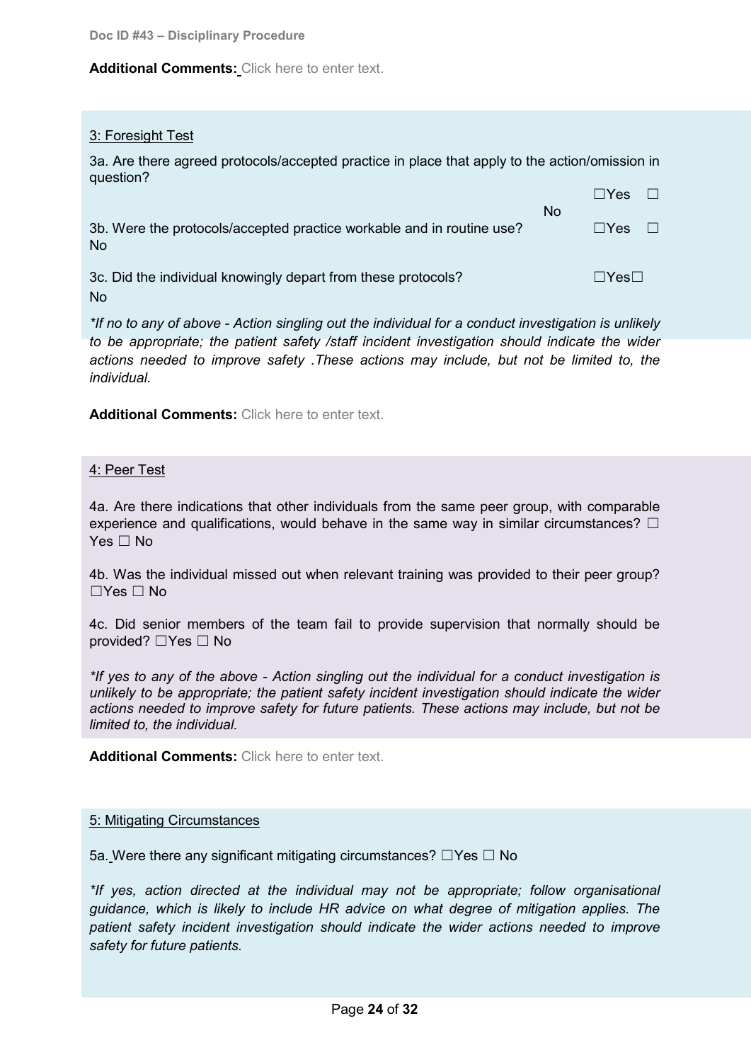**Additional Comments:** Click here to enter text.

3: Foresight Test

3a. Are there agreed protocols/accepted practice in place that apply to the action/omission in question? ☐Yes ☐ No

3b. Were the protocols/accepted practice workable and in routine use? ☐Yes ☐ No

3c. Did the individual knowingly depart from these protocols? ☐Yes☐ No

*\*If no to any of above - Action singling out the individual for a conduct investigation is unlikely to be appropriate; the patient safety /staff incident investigation should indicate the wider actions needed to improve safety .These actions may include, but not be limited to, the individual.*

**Additional Comments:** Click here to enter text.

4: Peer Test

4a. Are there indications that other individuals from the same peer group, with comparable experience and qualifications, would behave in the same way in similar circumstances? ☐ Yes ☐ No

4b. Was the individual missed out when relevant training was provided to their peer group? ☐Yes ☐ No

4c. Did senior members of the team fail to provide supervision that normally should be provided? ☐Yes ☐ No

*\*If yes to any of the above - Action singling out the individual for a conduct investigation is unlikely to be appropriate; the patient safety incident investigation should indicate the wider actions needed to improve safety for future patients. These actions may include, but not be limited to, the individual.*

**Additional Comments:** Click here to enter text.

5: Mitigating Circumstances

5a. Were there any significant mitigating circumstances? ☐Yes ☐ No

*\*If yes, action directed at the individual may not be appropriate; follow organisational guidance, which is likely to include HR advice on what degree of mitigation applies. The patient safety incident investigation should indicate the wider actions needed to improve safety for future patients.*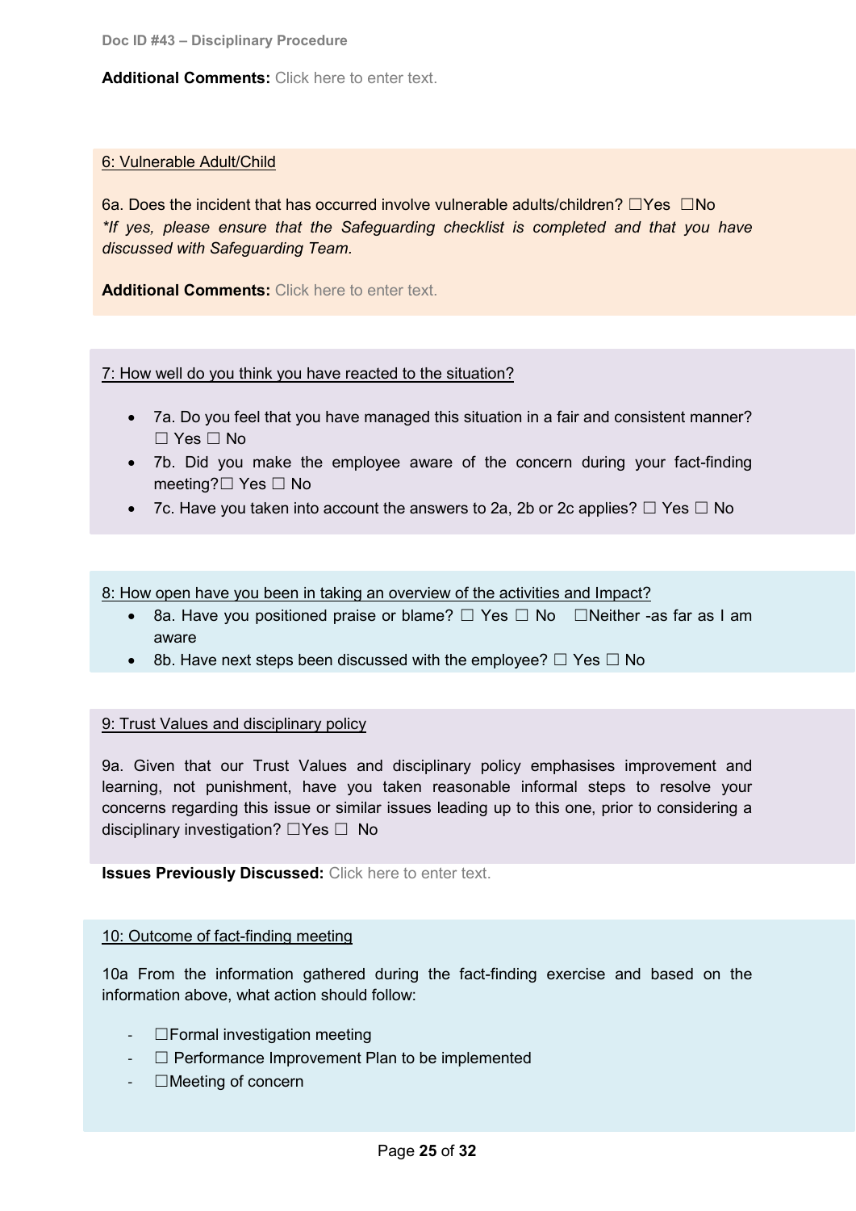**Additional Comments:** Click here to enter text.

6: Vulnerable Adult/Child

6a. Does the incident that has occurred involve vulnerable adults/children? ☐Yes ☐No
**If yes, please ensure that the Safeguarding checklist is completed and that you have discussed with Safeguarding Team.*

**Additional Comments:** Click here to enter text.

7: How well do you think you have reacted to the situation?

- 7a. Do you feel that you have managed this situation in a fair and consistent manner? ☐ Yes ☐ No
- 7b. Did you make the employee aware of the concern during your fact-finding meeting?☐ Yes ☐ No
- 7c. Have you taken into account the answers to 2a, 2b or 2c applies? ☐ Yes ☐ No

8: How open have you been in taking an overview of the activities and Impact?

- 8a. Have you positioned praise or blame? ☐ Yes ☐ No ☐Neither -as far as I am aware
- 8b. Have next steps been discussed with the employee? ☐ Yes ☐ No

9: Trust Values and disciplinary policy

9a. Given that our Trust Values and disciplinary policy emphasises improvement and learning, not punishment, have you taken reasonable informal steps to resolve your concerns regarding this issue or similar issues leading up to this one, prior to considering a disciplinary investigation? ☐Yes ☐ No

**Issues Previously Discussed:** Click here to enter text.

10: Outcome of fact-finding meeting

10a From the information gathered during the fact-finding exercise and based on the information above, what action should follow:

- ☐Formal investigation meeting
- ☐ Performance Improvement Plan to be implemented
- ☐Meeting of concern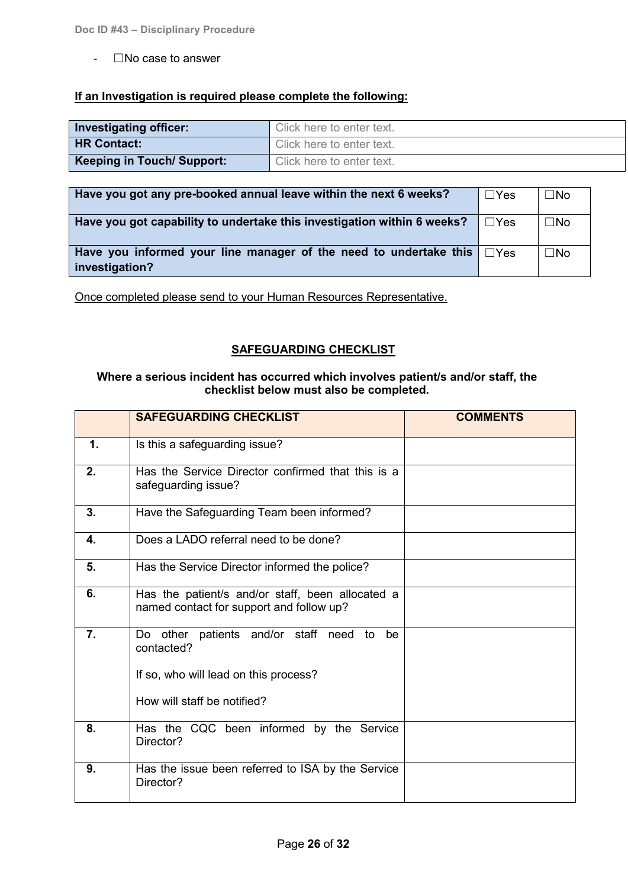- ☐No case to answer

**If an Investigation is required please complete the following:**

| **Investigating officer:** | Click here to enter text. |
|---|---|
| **HR Contact:** | Click here to enter text. |
| **Keeping in Touch/ Support:** | Click here to enter text. |

| | | |
|---|---|---|
| **Have you got any pre-booked annual leave within the next 6 weeks?** | ☐Yes | ☐No |
| **Have you got capability to undertake this investigation within 6 weeks?** | ☐Yes | ☐No |
| **Have you informed your line manager of the need to undertake this investigation?** | ☐Yes | ☐No |

Once completed please send to your Human Resources Representative.

## SAFEGUARDING CHECKLIST

**Where a serious incident has occurred which involves patient/s and/or staff, the checklist below must also be completed.**

| | **SAFEGUARDING CHECKLIST** | **COMMENTS** |
|---|---|---|
| **1.** | Is this a safeguarding issue? | |
| **2.** | Has the Service Director confirmed that this is a safeguarding issue? | |
| **3.** | Have the Safeguarding Team been informed? | |
| **4.** | Does a LADO referral need to be done? | |
| **5.** | Has the Service Director informed the police? | |
| **6.** | Has the patient/s and/or staff, been allocated a named contact for support and follow up? | |
| **7.** | Do other patients and/or staff need to be contacted?<br><br>If so, who will lead on this process?<br><br>How will staff be notified? | |
| **8.** | Has the CQC been informed by the Service Director? | |
| **9.** | Has the issue been referred to ISA by the Service Director? | |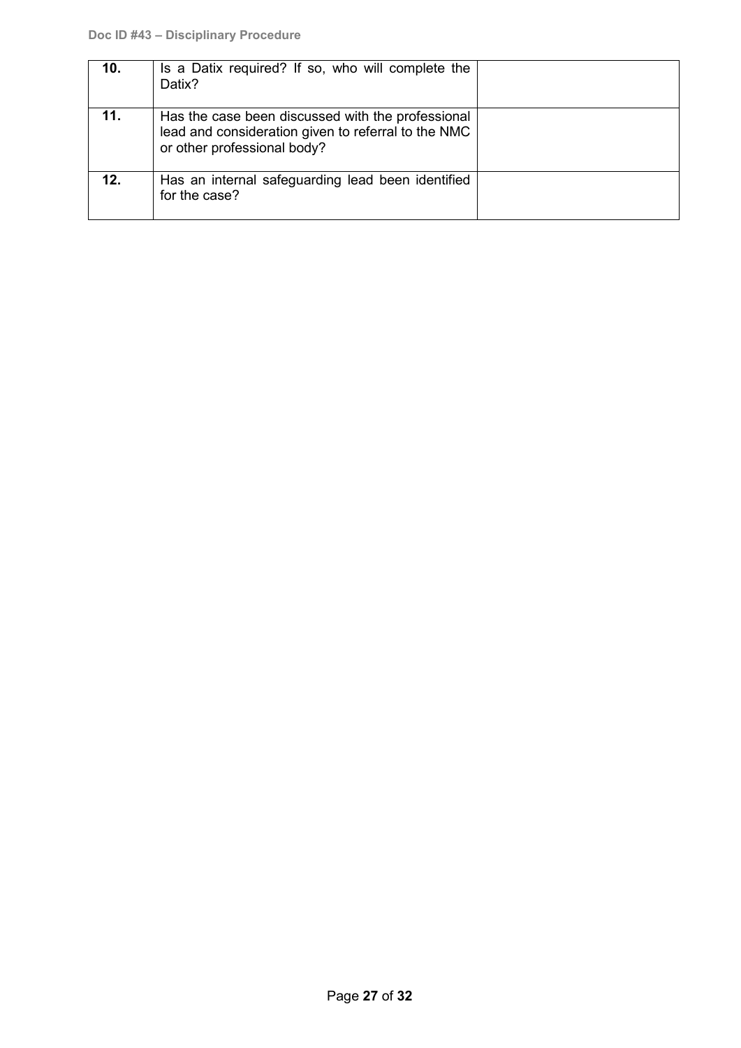| **10.** | Is a Datix required? If so, who will complete the Datix? | |
|---|---|---|
| **11.** | Has the case been discussed with the professional lead and consideration given to referral to the NMC or other professional body? | |
| **12.** | Has an internal safeguarding lead been identified for the case? | |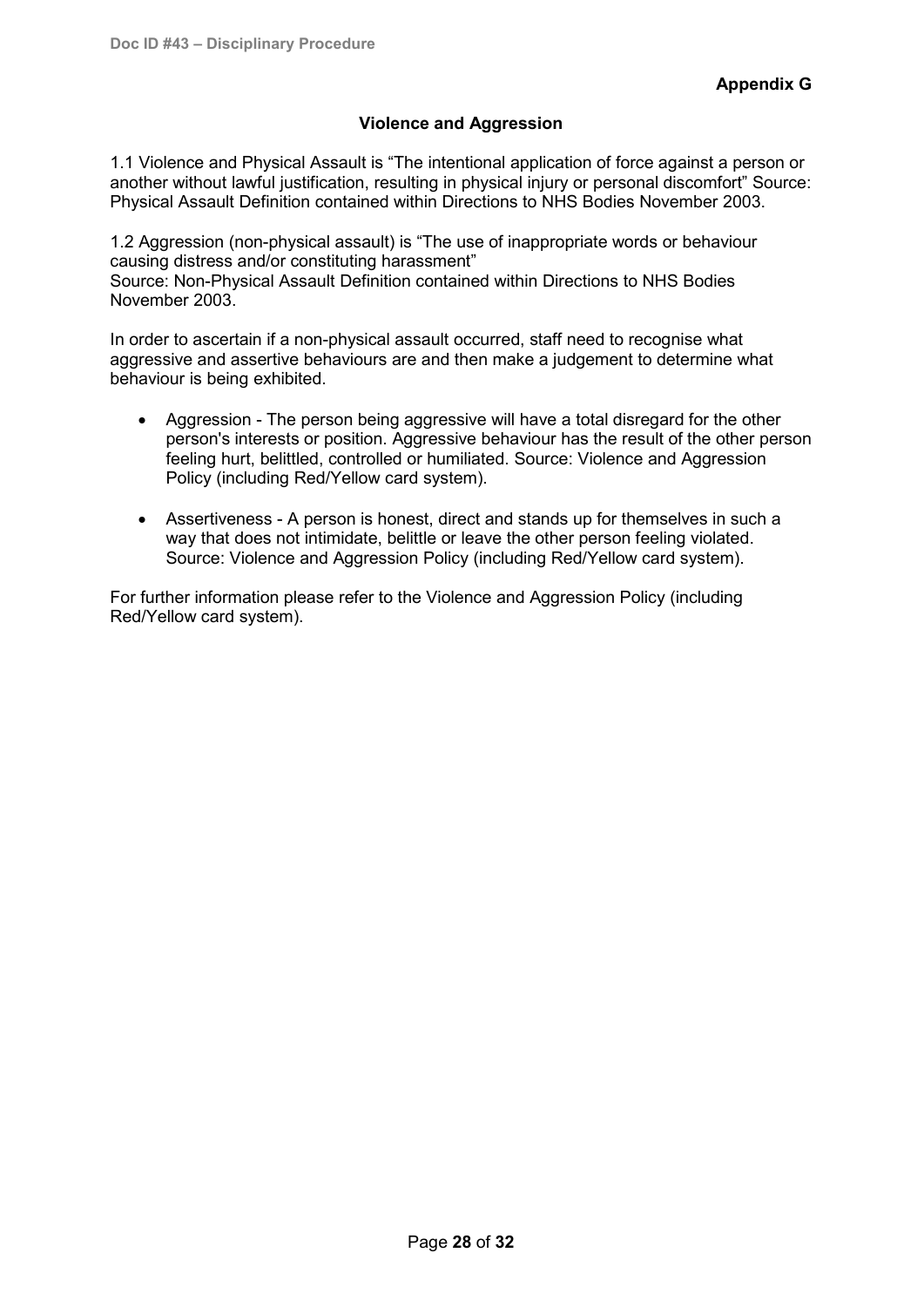**Appendix G**

## Violence and Aggression

1.1 Violence and Physical Assault is "The intentional application of force against a person or another without lawful justification, resulting in physical injury or personal discomfort" Source: Physical Assault Definition contained within Directions to NHS Bodies November 2003.

1.2 Aggression (non-physical assault) is "The use of inappropriate words or behaviour causing distress and/or constituting harassment"
Source: Non-Physical Assault Definition contained within Directions to NHS Bodies November 2003.

In order to ascertain if a non-physical assault occurred, staff need to recognise what aggressive and assertive behaviours are and then make a judgement to determine what behaviour is being exhibited.

- Aggression - The person being aggressive will have a total disregard for the other person's interests or position. Aggressive behaviour has the result of the other person feeling hurt, belittled, controlled or humiliated. Source: Violence and Aggression Policy (including Red/Yellow card system).

- Assertiveness - A person is honest, direct and stands up for themselves in such a way that does not intimidate, belittle or leave the other person feeling violated. Source: Violence and Aggression Policy (including Red/Yellow card system).

For further information please refer to the Violence and Aggression Policy (including Red/Yellow card system).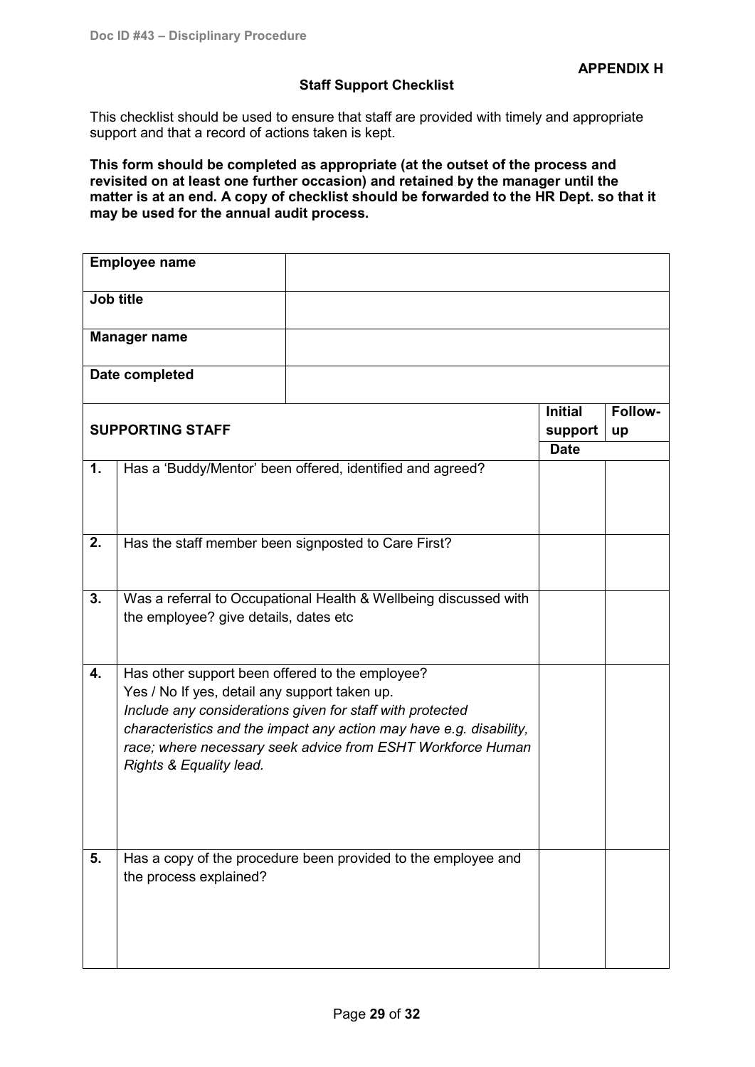**APPENDIX H**

## Staff Support Checklist

This checklist should be used to ensure that staff are provided with timely and appropriate support and that a record of actions taken is kept.

**This form should be completed as appropriate (at the outset of the process and revisited on at least one further occasion) and retained by the manager until the matter is at an end. A copy of checklist should be forwarded to the HR Dept. so that it may be used for the annual audit process.**

| **Employee name** | | | |
|---|---|---|---|
| **Job title** | | | |
| **Manager name** | | | |
| **Date completed** | | | |
| **SUPPORTING STAFF** | | **Initial support Date** | **Follow-up** |
| **1.** | Has a 'Buddy/Mentor' been offered, identified and agreed? | | |
| **2.** | Has the staff member been signposted to Care First? | | |
| **3.** | Was a referral to Occupational Health & Wellbeing discussed with the employee? give details, dates etc | | |
| **4.** | Has other support been offered to the employee? Yes / No If yes, detail any support taken up. *Include any considerations given for staff with protected characteristics and the impact any action may have e.g. disability, race; where necessary seek advice from ESHT Workforce Human Rights & Equality lead.* | | |
| **5.** | Has a copy of the procedure been provided to the employee and the process explained? | | |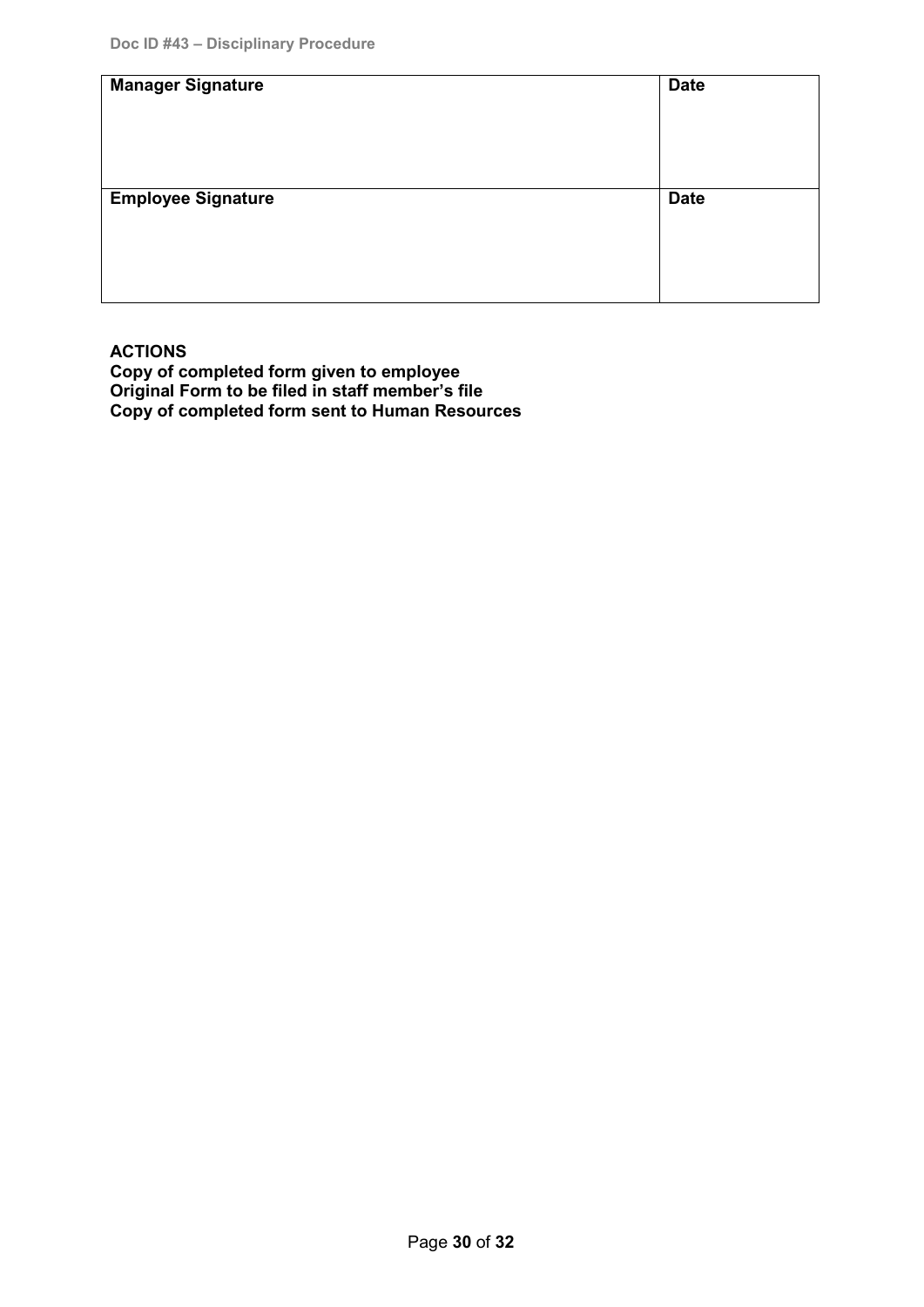| **Manager Signature** | **Date** |
| --- | --- |
| **Employee Signature** | **Date** |

**ACTIONS**
**Copy of completed form given to employee**
**Original Form to be filed in staff member's file**
**Copy of completed form sent to Human Resources**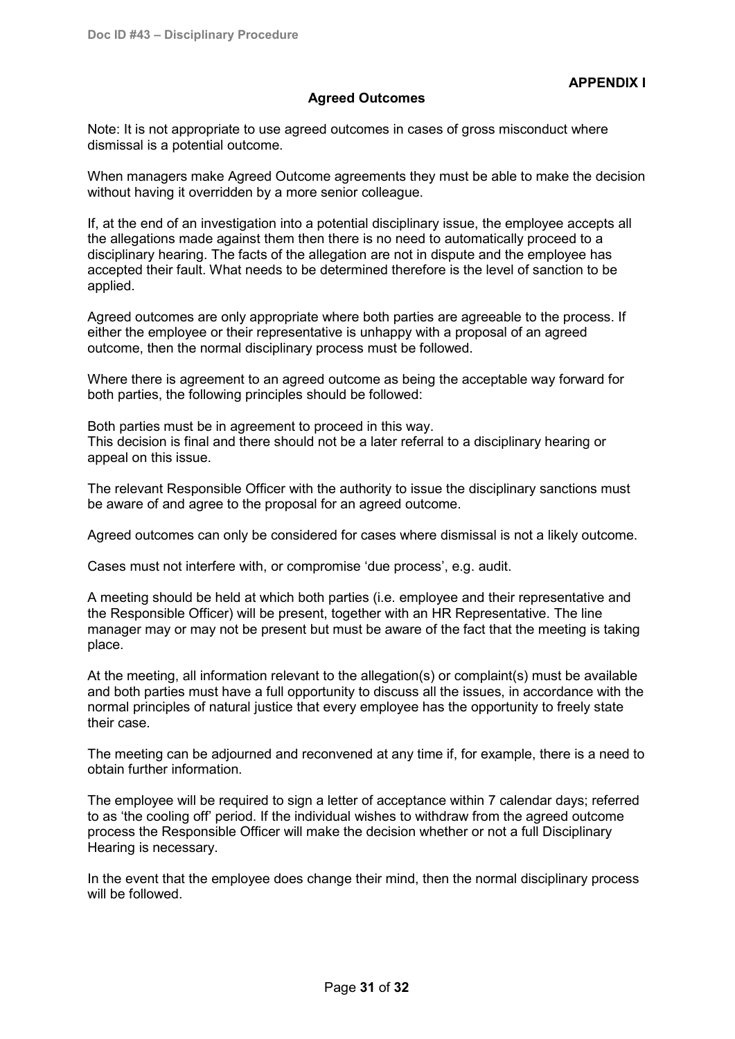**APPENDIX I**

## Agreed Outcomes

Note: It is not appropriate to use agreed outcomes in cases of gross misconduct where dismissal is a potential outcome.

When managers make Agreed Outcome agreements they must be able to make the decision without having it overridden by a more senior colleague.

If, at the end of an investigation into a potential disciplinary issue, the employee accepts all the allegations made against them then there is no need to automatically proceed to a disciplinary hearing. The facts of the allegation are not in dispute and the employee has accepted their fault. What needs to be determined therefore is the level of sanction to be applied.

Agreed outcomes are only appropriate where both parties are agreeable to the process. If either the employee or their representative is unhappy with a proposal of an agreed outcome, then the normal disciplinary process must be followed.

Where there is agreement to an agreed outcome as being the acceptable way forward for both parties, the following principles should be followed:

Both parties must be in agreement to proceed in this way.
This decision is final and there should not be a later referral to a disciplinary hearing or appeal on this issue.

The relevant Responsible Officer with the authority to issue the disciplinary sanctions must be aware of and agree to the proposal for an agreed outcome.

Agreed outcomes can only be considered for cases where dismissal is not a likely outcome.

Cases must not interfere with, or compromise 'due process', e.g. audit.

A meeting should be held at which both parties (i.e. employee and their representative and the Responsible Officer) will be present, together with an HR Representative. The line manager may or may not be present but must be aware of the fact that the meeting is taking place.

At the meeting, all information relevant to the allegation(s) or complaint(s) must be available and both parties must have a full opportunity to discuss all the issues, in accordance with the normal principles of natural justice that every employee has the opportunity to freely state their case.

The meeting can be adjourned and reconvened at any time if, for example, there is a need to obtain further information.

The employee will be required to sign a letter of acceptance within 7 calendar days; referred to as 'the cooling off' period. If the individual wishes to withdraw from the agreed outcome process the Responsible Officer will make the decision whether or not a full Disciplinary Hearing is necessary.

In the event that the employee does change their mind, then the normal disciplinary process will be followed.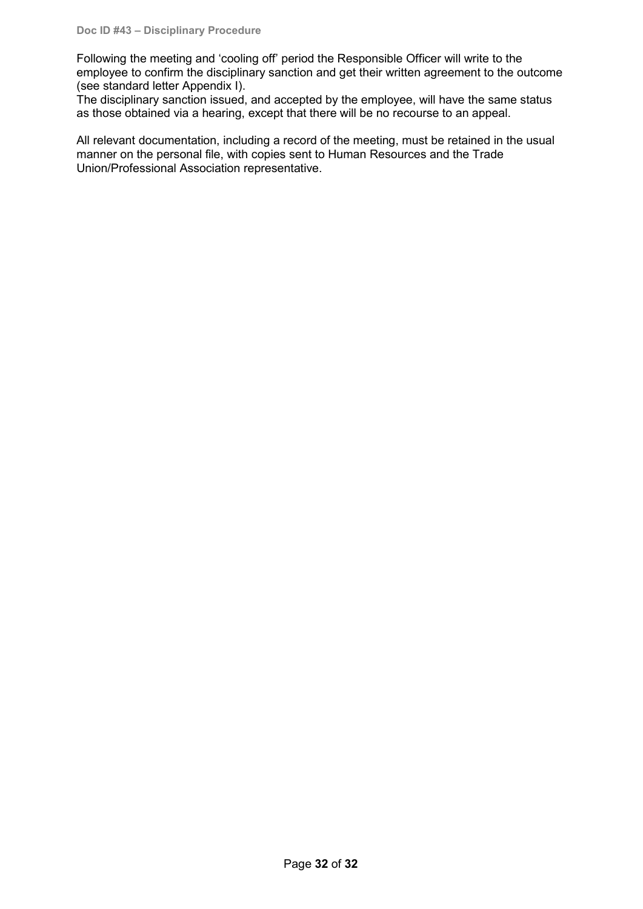Following the meeting and 'cooling off' period the Responsible Officer will write to the employee to confirm the disciplinary sanction and get their written agreement to the outcome (see standard letter Appendix I).
The disciplinary sanction issued, and accepted by the employee, will have the same status as those obtained via a hearing, except that there will be no recourse to an appeal.

All relevant documentation, including a record of the meeting, must be retained in the usual manner on the personal file, with copies sent to Human Resources and the Trade Union/Professional Association representative.